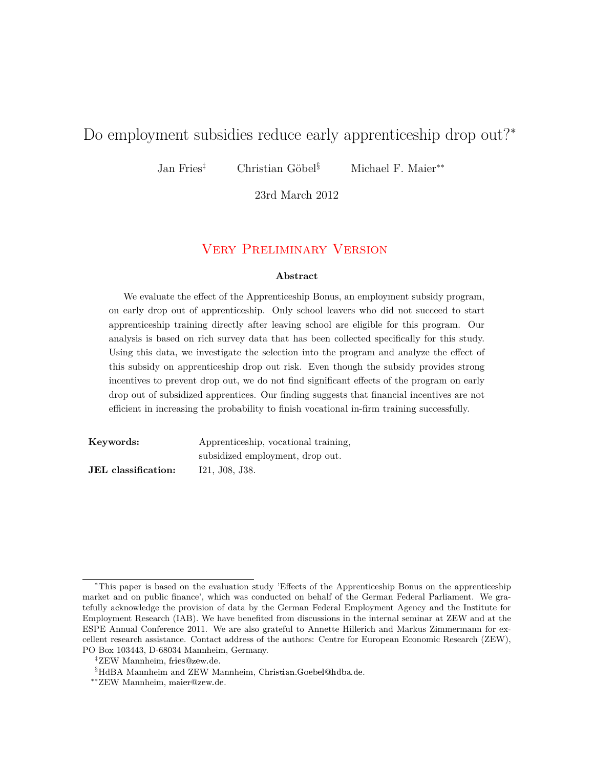# Do employment subsidies reduce early apprenticeship drop out?[*]

Jan Fries[‡] Christian Göbel[§] Michael F. Maier[**]

23rd March 2012

Very Preliminary Version

**Abstract**

We evaluate the effect of the Apprenticeship Bonus, an employment subsidy program, on early drop out of apprenticeship. Only school leavers who did not succeed to start apprenticeship training directly after leaving school are eligible for this program. Our analysis is based on rich survey data that has been collected specifically for this study. Using this data, we investigate the selection into the program and analyze the effect of this subsidy on apprenticeship drop out risk. Even though the subsidy provides strong incentives to prevent drop out, we do not find significant effects of the program on early drop out of subsidized apprentices. Our finding suggests that financial incentives are not efficient in increasing the probability to finish vocational in-firm training successfully.

**Keywords:** Apprenticeship, vocational training, subsidized employment, drop out.

**JEL classification:** I21, J08, J38.

---

[*] This paper is based on the evaluation study 'Effects of the Apprenticeship Bonus on the apprenticeship market and on public finance', which was conducted on behalf of the German Federal Parliament. We gratefully acknowledge the provision of data by the German Federal Employment Agency and the Institute for Employment Research (IAB). We have benefited from discussions in the internal seminar at ZEW and at the ESPE Annual Conference 2011. We are also grateful to Annette Hillerich and Markus Zimmermann for excellent research assistance. Contact address of the authors: Centre for European Economic Research (ZEW), PO Box 103443, D-68034 Mannheim, Germany.

[‡] ZEW Mannheim, fries@zew.de.

[§] HdBA Mannheim and ZEW Mannheim, Christian.Goebel@hdba.de.

[**] ZEW Mannheim, maier@zew.de.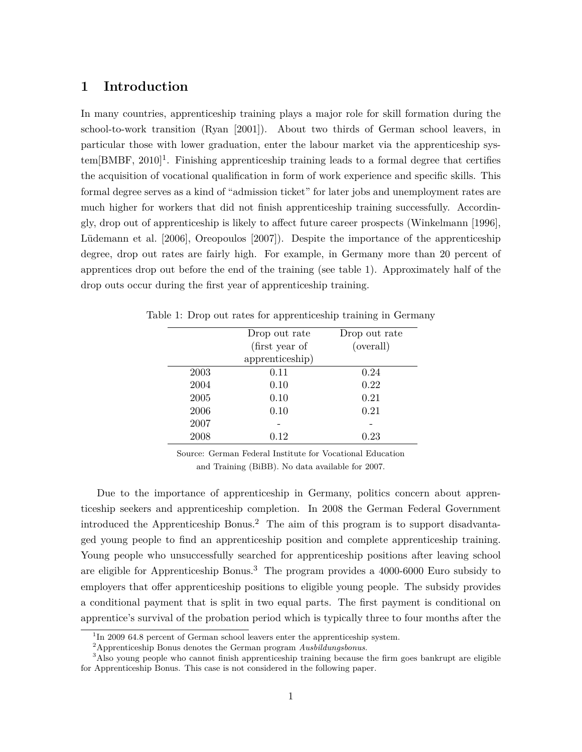# 1 Introduction

In many countries, apprenticeship training plays a major role for skill formation during the school-to-work transition (Ryan [2001]). About two thirds of German school leavers, in particular those with lower graduation, enter the labour market via the apprenticeship system[BMBF, 2010][1]. Finishing apprenticeship training leads to a formal degree that certifies the acquisition of vocational qualification in form of work experience and specific skills. This formal degree serves as a kind of "admission ticket" for later jobs and unemployment rates are much higher for workers that did not finish apprenticeship training successfully. Accordingly, drop out of apprenticeship is likely to affect future career prospects (Winkelmann [1996], Lüdemann et al. [2006], Oreopoulos [2007]). Despite the importance of the apprenticeship degree, drop out rates are fairly high. For example, in Germany more than 20 percent of apprentices drop out before the end of the training (see table 1). Approximately half of the drop outs occur during the first year of apprenticeship training.

Table 1: Drop out rates for apprenticeship training in Germany

| | Drop out rate (first year of apprenticeship) | Drop out rate (overall) |
|---|---|---|
| 2003 | 0.11 | 0.24 |
| 2004 | 0.10 | 0.22 |
| 2005 | 0.10 | 0.21 |
| 2006 | 0.10 | 0.21 |
| 2007 | - | - |
| 2008 | 0.12 | 0.23 |

Source: German Federal Institute for Vocational Education and Training (BiBB). No data available for 2007.

Due to the importance of apprenticeship in Germany, politics concern about apprenticeship seekers and apprenticeship completion. In 2008 the German Federal Government introduced the Apprenticeship Bonus.[2] The aim of this program is to support disadvantaged young people to find an apprenticeship position and complete apprenticeship training. Young people who unsuccessfully searched for apprenticeship positions after leaving school are eligible for Apprenticeship Bonus.[3] The program provides a 4000-6000 Euro subsidy to employers that offer apprenticeship positions to eligible young people. The subsidy provides a conditional payment that is split in two equal parts. The first payment is conditional on apprentice's survival of the probation period which is typically three to four months after the

---

[1] In 2009 64.8 percent of German school leavers enter the apprenticeship system.

[2] Apprenticeship Bonus denotes the German program *Ausbildungsbonus*.

[3] Also young people who cannot finish apprenticeship training because the firm goes bankrupt are eligible for Apprenticeship Bonus. This case is not considered in the following paper.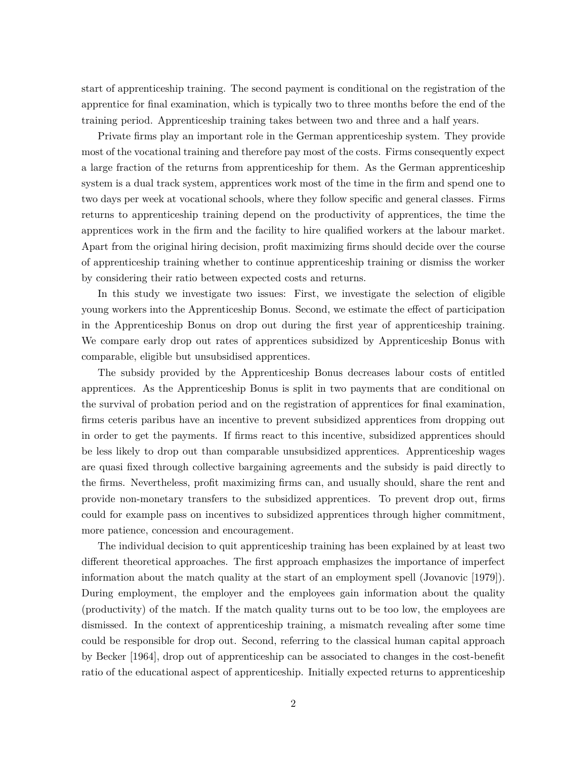start of apprenticeship training. The second payment is conditional on the registration of the apprentice for final examination, which is typically two to three months before the end of the training period. Apprenticeship training takes between two and three and a half years.

Private firms play an important role in the German apprenticeship system. They provide most of the vocational training and therefore pay most of the costs. Firms consequently expect a large fraction of the returns from apprenticeship for them. As the German apprenticeship system is a dual track system, apprentices work most of the time in the firm and spend one to two days per week at vocational schools, where they follow specific and general classes. Firms returns to apprenticeship training depend on the productivity of apprentices, the time the apprentices work in the firm and the facility to hire qualified workers at the labour market. Apart from the original hiring decision, profit maximizing firms should decide over the course of apprenticeship training whether to continue apprenticeship training or dismiss the worker by considering their ratio between expected costs and returns.

In this study we investigate two issues: First, we investigate the selection of eligible young workers into the Apprenticeship Bonus. Second, we estimate the effect of participation in the Apprenticeship Bonus on drop out during the first year of apprenticeship training. We compare early drop out rates of apprentices subsidized by Apprenticeship Bonus with comparable, eligible but unsubsidised apprentices.

The subsidy provided by the Apprenticeship Bonus decreases labour costs of entitled apprentices. As the Apprenticeship Bonus is split in two payments that are conditional on the survival of probation period and on the registration of apprentices for final examination, firms ceteris paribus have an incentive to prevent subsidized apprentices from dropping out in order to get the payments. If firms react to this incentive, subsidized apprentices should be less likely to drop out than comparable unsubsidized apprentices. Apprenticeship wages are quasi fixed through collective bargaining agreements and the subsidy is paid directly to the firms. Nevertheless, profit maximizing firms can, and usually should, share the rent and provide non-monetary transfers to the subsidized apprentices. To prevent drop out, firms could for example pass on incentives to subsidized apprentices through higher commitment, more patience, concession and encouragement.

The individual decision to quit apprenticeship training has been explained by at least two different theoretical approaches. The first approach emphasizes the importance of imperfect information about the match quality at the start of an employment spell (Jovanovic [1979]). During employment, the employer and the employees gain information about the quality (productivity) of the match. If the match quality turns out to be too low, the employees are dismissed. In the context of apprenticeship training, a mismatch revealing after some time could be responsible for drop out. Second, referring to the classical human capital approach by Becker [1964], drop out of apprenticeship can be associated to changes in the cost-benefit ratio of the educational aspect of apprenticeship. Initially expected returns to apprenticeship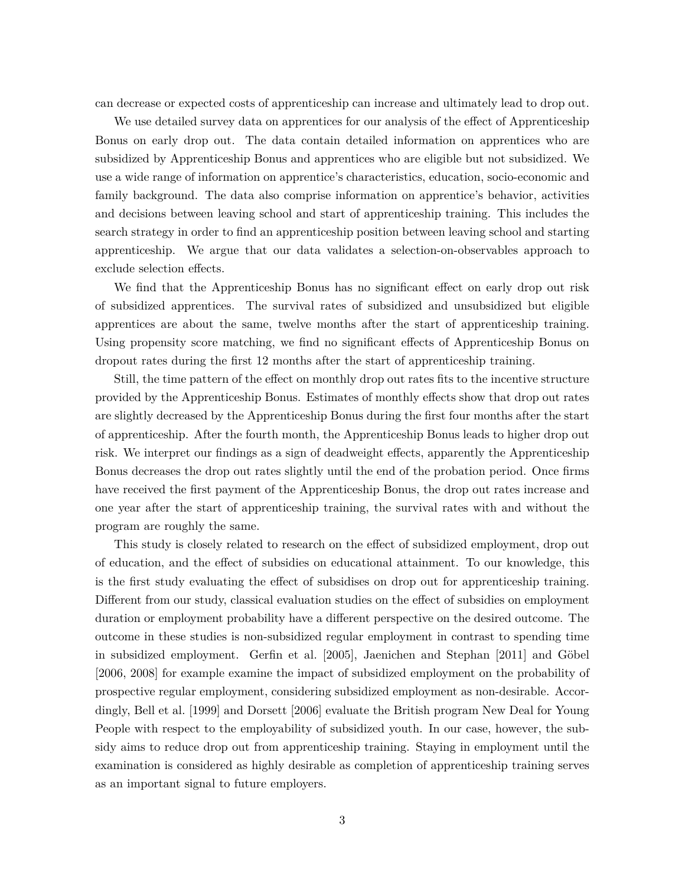can decrease or expected costs of apprenticeship can increase and ultimately lead to drop out.

We use detailed survey data on apprentices for our analysis of the effect of Apprenticeship Bonus on early drop out. The data contain detailed information on apprentices who are subsidized by Apprenticeship Bonus and apprentices who are eligible but not subsidized. We use a wide range of information on apprentice's characteristics, education, socio-economic and family background. The data also comprise information on apprentice's behavior, activities and decisions between leaving school and start of apprenticeship training. This includes the search strategy in order to find an apprenticeship position between leaving school and starting apprenticeship. We argue that our data validates a selection-on-observables approach to exclude selection effects.

We find that the Apprenticeship Bonus has no significant effect on early drop out risk of subsidized apprentices. The survival rates of subsidized and unsubsidized but eligible apprentices are about the same, twelve months after the start of apprenticeship training. Using propensity score matching, we find no significant effects of Apprenticeship Bonus on dropout rates during the first 12 months after the start of apprenticeship training.

Still, the time pattern of the effect on monthly drop out rates fits to the incentive structure provided by the Apprenticeship Bonus. Estimates of monthly effects show that drop out rates are slightly decreased by the Apprenticeship Bonus during the first four months after the start of apprenticeship. After the fourth month, the Apprenticeship Bonus leads to higher drop out risk. We interpret our findings as a sign of deadweight effects, apparently the Apprenticeship Bonus decreases the drop out rates slightly until the end of the probation period. Once firms have received the first payment of the Apprenticeship Bonus, the drop out rates increase and one year after the start of apprenticeship training, the survival rates with and without the program are roughly the same.

This study is closely related to research on the effect of subsidized employment, drop out of education, and the effect of subsidies on educational attainment. To our knowledge, this is the first study evaluating the effect of subsidises on drop out for apprenticeship training. Different from our study, classical evaluation studies on the effect of subsidies on employment duration or employment probability have a different perspective on the desired outcome. The outcome in these studies is non-subsidized regular employment in contrast to spending time in subsidized employment. Gerfin et al. [2005], Jaenichen and Stephan [2011] and Göbel [2006, 2008] for example examine the impact of subsidized employment on the probability of prospective regular employment, considering subsidized employment as non-desirable. Accordingly, Bell et al. [1999] and Dorsett [2006] evaluate the British program New Deal for Young People with respect to the employability of subsidized youth. In our case, however, the subsidy aims to reduce drop out from apprenticeship training. Staying in employment until the examination is considered as highly desirable as completion of apprenticeship training serves as an important signal to future employers.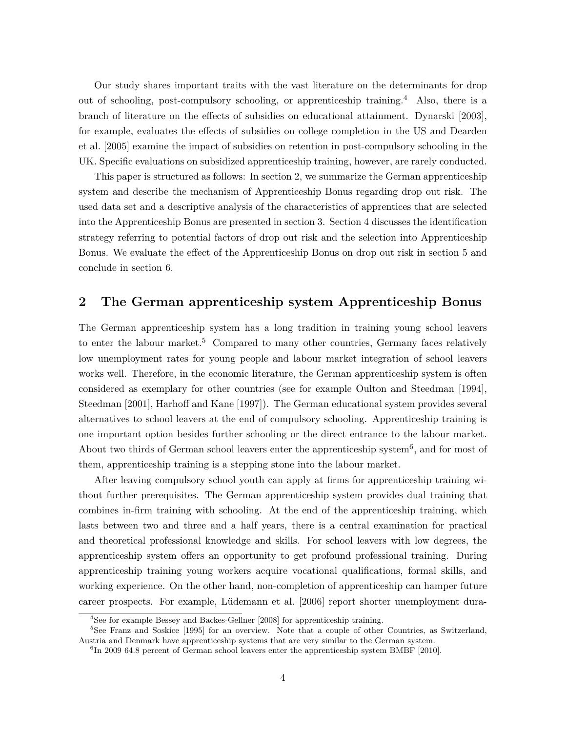Our study shares important traits with the vast literature on the determinants for drop out of schooling, post-compulsory schooling, or apprenticeship training.[4] Also, there is a branch of literature on the effects of subsidies on educational attainment. Dynarski [2003], for example, evaluates the effects of subsidies on college completion in the US and Dearden et al. [2005] examine the impact of subsidies on retention in post-compulsory schooling in the UK. Specific evaluations on subsidized apprenticeship training, however, are rarely conducted.

This paper is structured as follows: In section 2, we summarize the German apprenticeship system and describe the mechanism of Apprenticeship Bonus regarding drop out risk. The used data set and a descriptive analysis of the characteristics of apprentices that are selected into the Apprenticeship Bonus are presented in section 3. Section 4 discusses the identification strategy referring to potential factors of drop out risk and the selection into Apprenticeship Bonus. We evaluate the effect of the Apprenticeship Bonus on drop out risk in section 5 and conclude in section 6.

## 2 The German apprenticeship system Apprenticeship Bonus

The German apprenticeship system has a long tradition in training young school leavers to enter the labour market.[5] Compared to many other countries, Germany faces relatively low unemployment rates for young people and labour market integration of school leavers works well. Therefore, in the economic literature, the German apprenticeship system is often considered as exemplary for other countries (see for example Oulton and Steedman [1994], Steedman [2001], Harhoff and Kane [1997]). The German educational system provides several alternatives to school leavers at the end of compulsory schooling. Apprenticeship training is one important option besides further schooling or the direct entrance to the labour market. About two thirds of German school leavers enter the apprenticeship system[6], and for most of them, apprenticeship training is a stepping stone into the labour market.

After leaving compulsory school youth can apply at firms for apprenticeship training without further prerequisites. The German apprenticeship system provides dual training that combines in-firm training with schooling. At the end of the apprenticeship training, which lasts between two and three and a half years, there is a central examination for practical and theoretical professional knowledge and skills. For school leavers with low degrees, the apprenticeship system offers an opportunity to get profound professional training. During apprenticeship training young workers acquire vocational qualifications, formal skills, and working experience. On the other hand, non-completion of apprenticeship can hamper future career prospects. For example, Lüdemann et al. [2006] report shorter unemployment dura-

[4] See for example Bessey and Backes-Gellner [2008] for apprenticeship training.

[5] See Franz and Soskice [1995] for an overview. Note that a couple of other Countries, as Switzerland, Austria and Denmark have apprenticeship systems that are very similar to the German system.

[6] In 2009 64.8 percent of German school leavers enter the apprenticeship system BMBF [2010].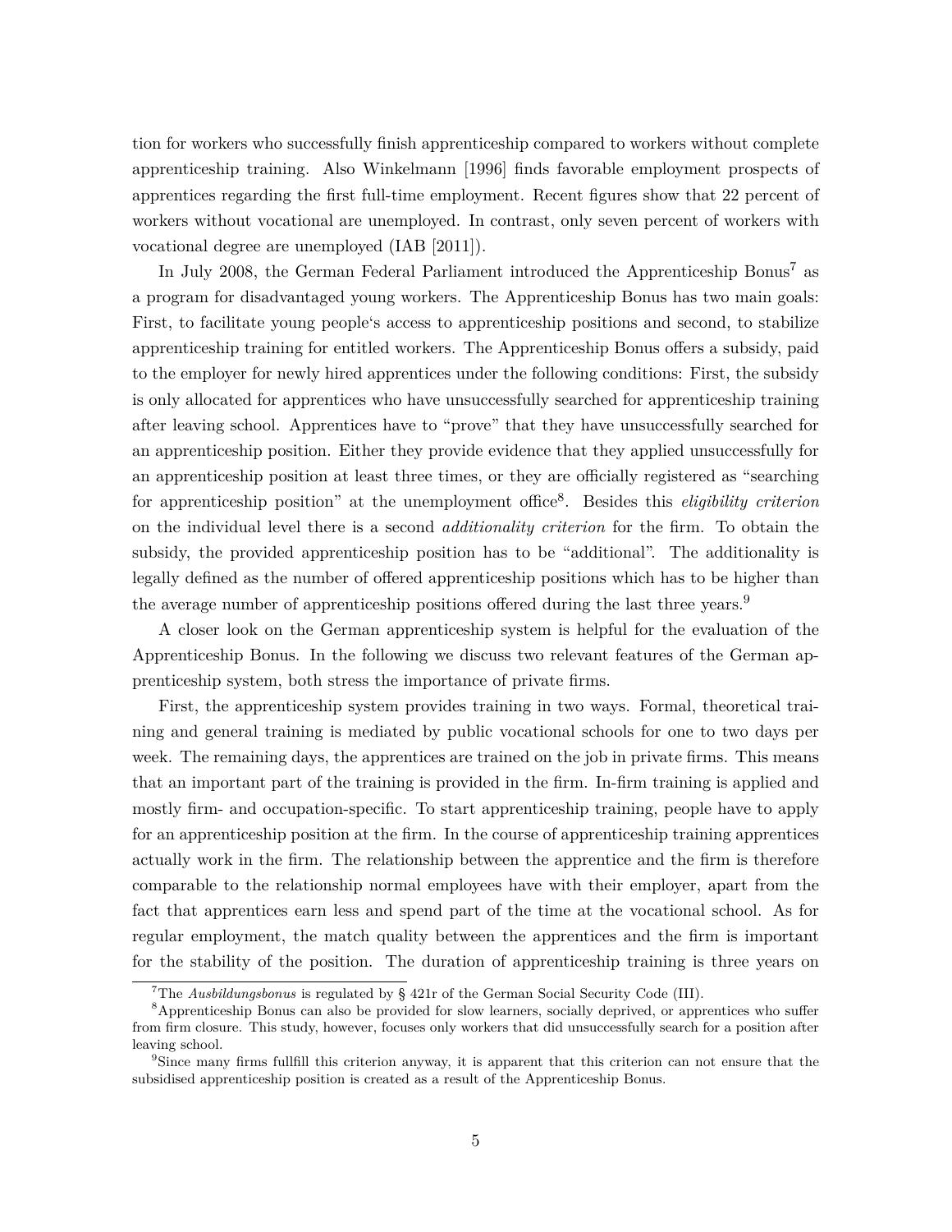tion for workers who successfully finish apprenticeship compared to workers without complete apprenticeship training. Also Winkelmann [1996] finds favorable employment prospects of apprentices regarding the first full-time employment. Recent figures show that 22 percent of workers without vocational are unemployed. In contrast, only seven percent of workers with vocational degree are unemployed (IAB [2011]).

In July 2008, the German Federal Parliament introduced the Apprenticeship Bonus[7] as a program for disadvantaged young workers. The Apprenticeship Bonus has two main goals: First, to facilitate young people's access to apprenticeship positions and second, to stabilize apprenticeship training for entitled workers. The Apprenticeship Bonus offers a subsidy, paid to the employer for newly hired apprentices under the following conditions: First, the subsidy is only allocated for apprentices who have unsuccessfully searched for apprenticeship training after leaving school. Apprentices have to "prove" that they have unsuccessfully searched for an apprenticeship position. Either they provide evidence that they applied unsuccessfully for an apprenticeship position at least three times, or they are officially registered as "searching for apprenticeship position" at the unemployment office[8]. Besides this *eligibility criterion* on the individual level there is a second *additionality criterion* for the firm. To obtain the subsidy, the provided apprenticeship position has to be "additional". The additionality is legally defined as the number of offered apprenticeship positions which has to be higher than the average number of apprenticeship positions offered during the last three years.[9]

A closer look on the German apprenticeship system is helpful for the evaluation of the Apprenticeship Bonus. In the following we discuss two relevant features of the German apprenticeship system, both stress the importance of private firms.

First, the apprenticeship system provides training in two ways. Formal, theoretical training and general training is mediated by public vocational schools for one to two days per week. The remaining days, the apprentices are trained on the job in private firms. This means that an important part of the training is provided in the firm. In-firm training is applied and mostly firm- and occupation-specific. To start apprenticeship training, people have to apply for an apprenticeship position at the firm. In the course of apprenticeship training apprentices actually work in the firm. The relationship between the apprentice and the firm is therefore comparable to the relationship normal employees have with their employer, apart from the fact that apprentices earn less and spend part of the time at the vocational school. As for regular employment, the match quality between the apprentices and the firm is important for the stability of the position. The duration of apprenticeship training is three years on

[7]The *Ausbildungsbonus* is regulated by § 421r of the German Social Security Code (III).

[8]Apprenticeship Bonus can also be provided for slow learners, socially deprived, or apprentices who suffer from firm closure. This study, however, focuses only workers that did unsuccessfully search for a position after leaving school.

[9]Since many firms fullfill this criterion anyway, it is apparent that this criterion can not ensure that the subsidised apprenticeship position is created as a result of the Apprenticeship Bonus.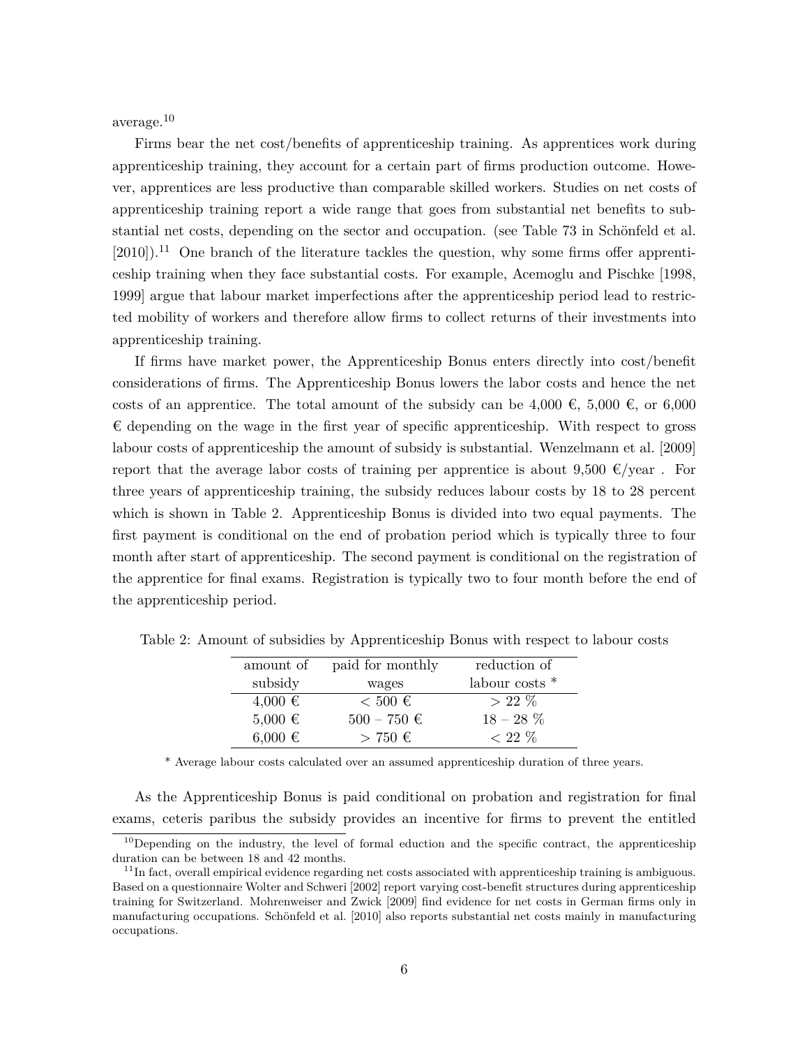average.[10]

Firms bear the net cost/benefits of apprenticeship training. As apprentices work during apprenticeship training, they account for a certain part of firms production outcome. However, apprentices are less productive than comparable skilled workers. Studies on net costs of apprenticeship training report a wide range that goes from substantial net benefits to substantial net costs, depending on the sector and occupation. (see Table 73 in Schönfeld et al. [2010]).[11] One branch of the literature tackles the question, why some firms offer apprenticeship training when they face substantial costs. For example, Acemoglu and Pischke [1998, 1999] argue that labour market imperfections after the apprenticeship period lead to restricted mobility of workers and therefore allow firms to collect returns of their investments into apprenticeship training.

If firms have market power, the Apprenticeship Bonus enters directly into cost/benefit considerations of firms. The Apprenticeship Bonus lowers the labor costs and hence the net costs of an apprentice. The total amount of the subsidy can be 4,000 €, 5,000 €, or 6,000 € depending on the wage in the first year of specific apprenticeship. With respect to gross labour costs of apprenticeship the amount of subsidy is substantial. Wenzelmann et al. [2009] report that the average labor costs of training per apprentice is about 9,500 €/year . For three years of apprenticeship training, the subsidy reduces labour costs by 18 to 28 percent which is shown in Table 2. Apprenticeship Bonus is divided into two equal payments. The first payment is conditional on the end of probation period which is typically three to four month after start of apprenticeship. The second payment is conditional on the registration of the apprentice for final exams. Registration is typically two to four month before the end of the apprenticeship period.

Table 2: Amount of subsidies by Apprenticeship Bonus with respect to labour costs

| amount of subsidy | paid for monthly wages | reduction of labour costs * |
|---|---|---|
| 4,000 € | < 500 € | > 22 % |
| 5,000 € | 500 – 750 € | 18 – 28 % |
| 6,000 € | > 750 € | < 22 % |

* Average labour costs calculated over an assumed apprenticeship duration of three years.

As the Apprenticeship Bonus is paid conditional on probation and registration for final exams, ceteris paribus the subsidy provides an incentive for firms to prevent the entitled

[10] Depending on the industry, the level of formal eduction and the specific contract, the apprenticeship duration can be between 18 and 42 months.

[11] In fact, overall empirical evidence regarding net costs associated with apprenticeship training is ambiguous. Based on a questionnaire Wolter and Schweri [2002] report varying cost-benefit structures during apprenticeship training for Switzerland. Mohrenweiser and Zwick [2009] find evidence for net costs in German firms only in manufacturing occupations. Schönfeld et al. [2010] also reports substantial net costs mainly in manufacturing occupations.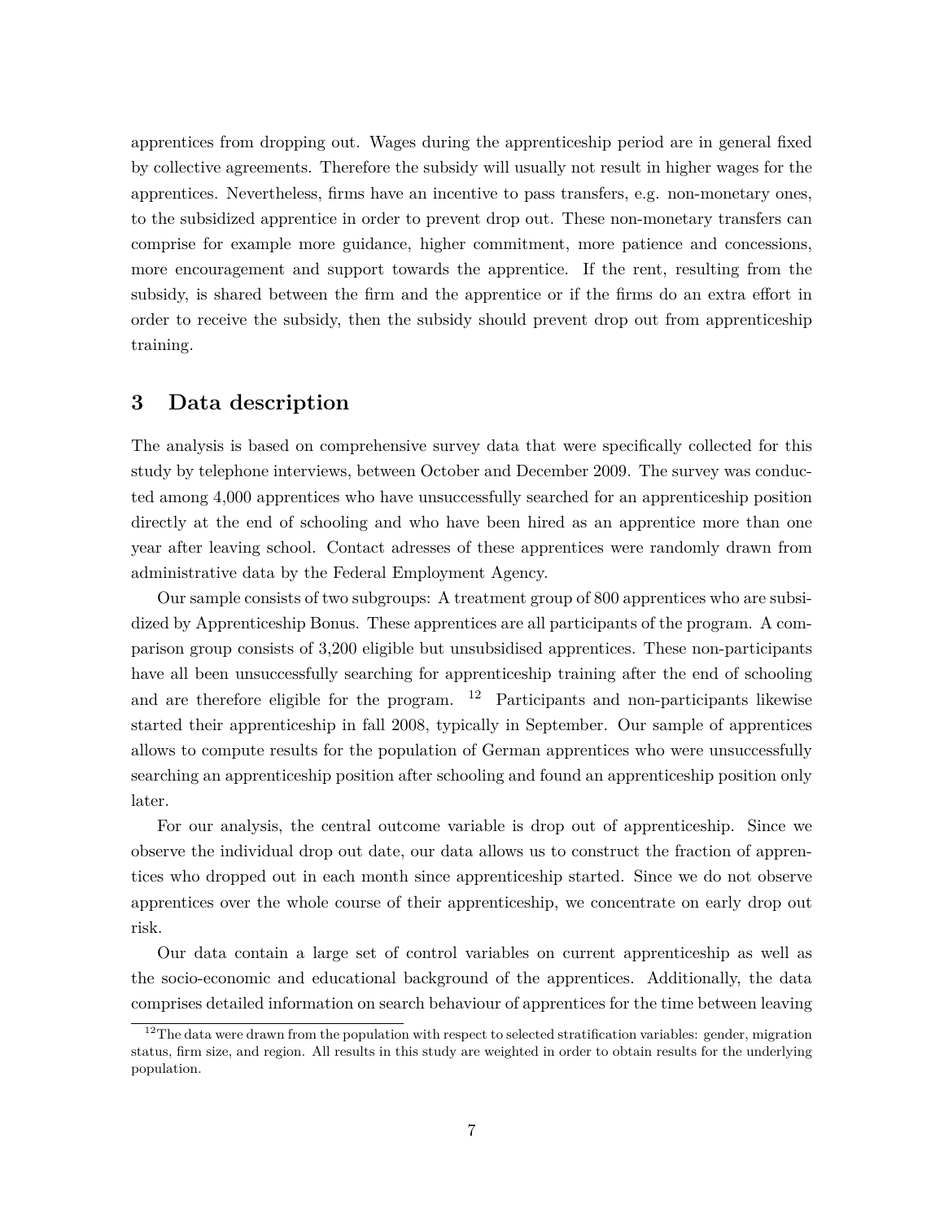apprentices from dropping out. Wages during the apprenticeship period are in general fixed by collective agreements. Therefore the subsidy will usually not result in higher wages for the apprentices. Nevertheless, firms have an incentive to pass transfers, e.g. non-monetary ones, to the subsidized apprentice in order to prevent drop out. These non-monetary transfers can comprise for example more guidance, higher commitment, more patience and concessions, more encouragement and support towards the apprentice. If the rent, resulting from the subsidy, is shared between the firm and the apprentice or if the firms do an extra effort in order to receive the subsidy, then the subsidy should prevent drop out from apprenticeship training.

## 3 Data description

The analysis is based on comprehensive survey data that were specifically collected for this study by telephone interviews, between October and December 2009. The survey was conducted among 4,000 apprentices who have unsuccessfully searched for an apprenticeship position directly at the end of schooling and who have been hired as an apprentice more than one year after leaving school. Contact adresses of these apprentices were randomly drawn from administrative data by the Federal Employment Agency.

Our sample consists of two subgroups: A treatment group of 800 apprentices who are subsidized by Apprenticeship Bonus. These apprentices are all participants of the program. A comparison group consists of 3,200 eligible but unsubsidised apprentices. These non-participants have all been unsuccessfully searching for apprenticeship training after the end of schooling and are therefore eligible for the program. [12] Participants and non-participants likewise started their apprenticeship in fall 2008, typically in September. Our sample of apprentices allows to compute results for the population of German apprentices who were unsuccessfully searching an apprenticeship position after schooling and found an apprenticeship position only later.

For our analysis, the central outcome variable is drop out of apprenticeship. Since we observe the individual drop out date, our data allows us to construct the fraction of apprentices who dropped out in each month since apprenticeship started. Since we do not observe apprentices over the whole course of their apprenticeship, we concentrate on early drop out risk.

Our data contain a large set of control variables on current apprenticeship as well as the socio-economic and educational background of the apprentices. Additionally, the data comprises detailed information on search behaviour of apprentices for the time between leaving

[12] The data were drawn from the population with respect to selected stratification variables: gender, migration status, firm size, and region. All results in this study are weighted in order to obtain results for the underlying population.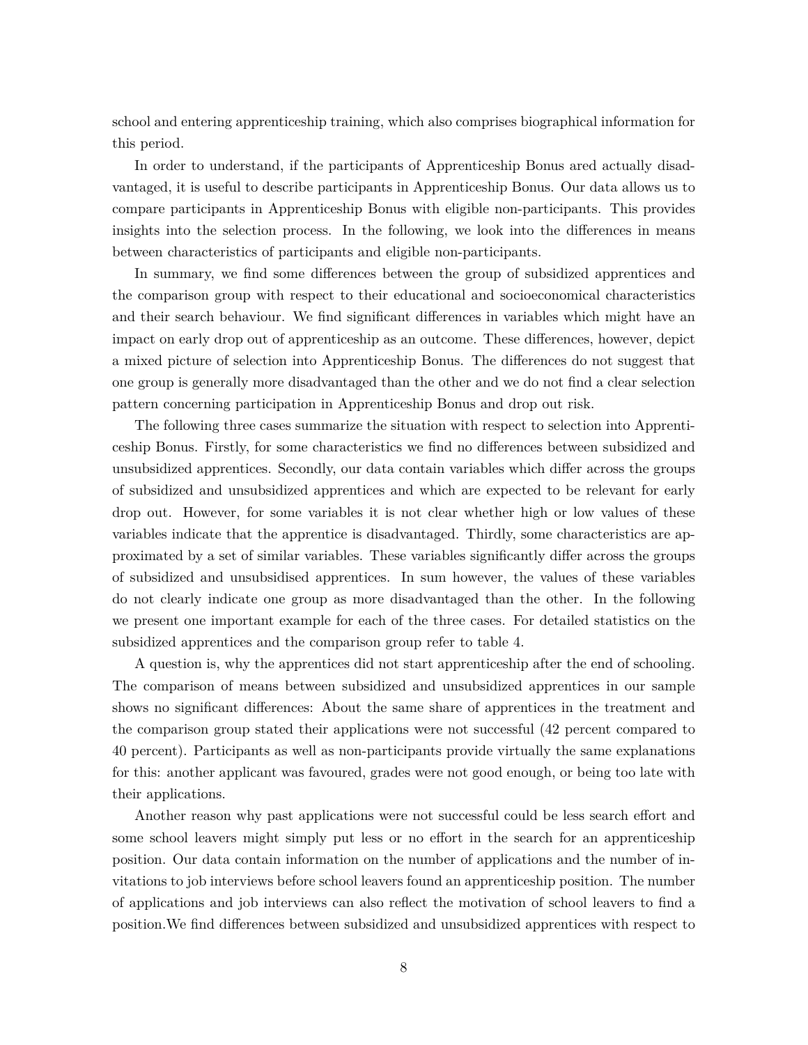school and entering apprenticeship training, which also comprises biographical information for this period.

In order to understand, if the participants of Apprenticeship Bonus ared actually disadvantaged, it is useful to describe participants in Apprenticeship Bonus. Our data allows us to compare participants in Apprenticeship Bonus with eligible non-participants. This provides insights into the selection process. In the following, we look into the differences in means between characteristics of participants and eligible non-participants.

In summary, we find some differences between the group of subsidized apprentices and the comparison group with respect to their educational and socioeconomical characteristics and their search behaviour. We find significant differences in variables which might have an impact on early drop out of apprenticeship as an outcome. These differences, however, depict a mixed picture of selection into Apprenticeship Bonus. The differences do not suggest that one group is generally more disadvantaged than the other and we do not find a clear selection pattern concerning participation in Apprenticeship Bonus and drop out risk.

The following three cases summarize the situation with respect to selection into Apprenticeship Bonus. Firstly, for some characteristics we find no differences between subsidized and unsubsidized apprentices. Secondly, our data contain variables which differ across the groups of subsidized and unsubsidized apprentices and which are expected to be relevant for early drop out. However, for some variables it is not clear whether high or low values of these variables indicate that the apprentice is disadvantaged. Thirdly, some characteristics are approximated by a set of similar variables. These variables significantly differ across the groups of subsidized and unsubsidised apprentices. In sum however, the values of these variables do not clearly indicate one group as more disadvantaged than the other. In the following we present one important example for each of the three cases. For detailed statistics on the subsidized apprentices and the comparison group refer to table 4.

A question is, why the apprentices did not start apprenticeship after the end of schooling. The comparison of means between subsidized and unsubsidized apprentices in our sample shows no significant differences: About the same share of apprentices in the treatment and the comparison group stated their applications were not successful (42 percent compared to 40 percent). Participants as well as non-participants provide virtually the same explanations for this: another applicant was favoured, grades were not good enough, or being too late with their applications.

Another reason why past applications were not successful could be less search effort and some school leavers might simply put less or no effort in the search for an apprenticeship position. Our data contain information on the number of applications and the number of invitations to job interviews before school leavers found an apprenticeship position. The number of applications and job interviews can also reflect the motivation of school leavers to find a position.We find differences between subsidized and unsubsidized apprentices with respect to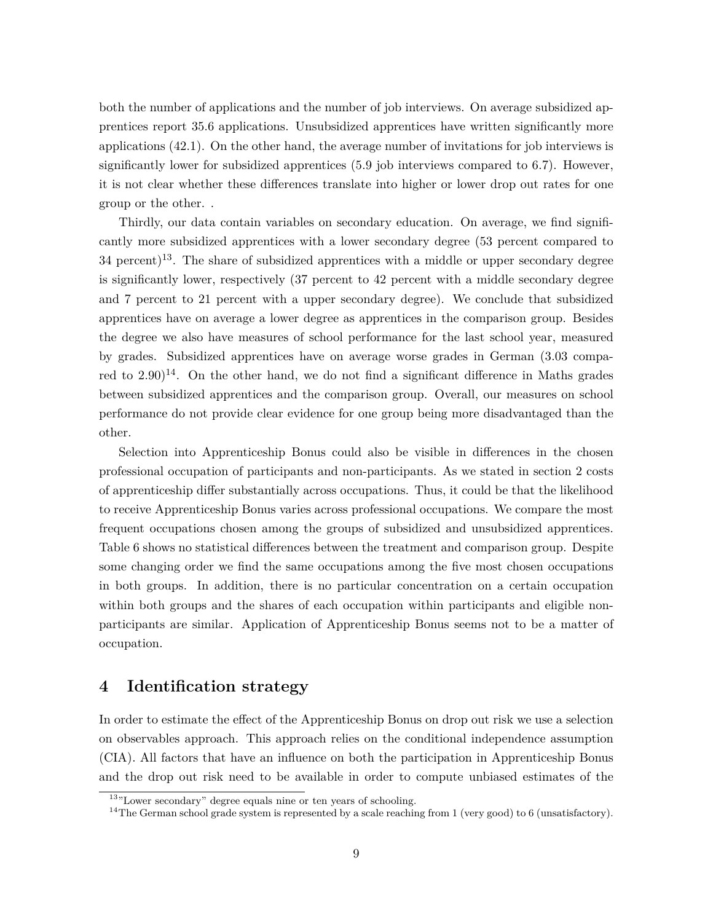both the number of applications and the number of job interviews. On average subsidized apprentices report 35.6 applications. Unsubsidized apprentices have written significantly more applications (42.1). On the other hand, the average number of invitations for job interviews is significantly lower for subsidized apprentices (5.9 job interviews compared to 6.7). However, it is not clear whether these differences translate into higher or lower drop out rates for one group or the other. .

Thirdly, our data contain variables on secondary education. On average, we find significantly more subsidized apprentices with a lower secondary degree (53 percent compared to 34 percent)[13]. The share of subsidized apprentices with a middle or upper secondary degree is significantly lower, respectively (37 percent to 42 percent with a middle secondary degree and 7 percent to 21 percent with a upper secondary degree). We conclude that subsidized apprentices have on average a lower degree as apprentices in the comparison group. Besides the degree we also have measures of school performance for the last school year, measured by grades. Subsidized apprentices have on average worse grades in German (3.03 compared to 2.90)[14]. On the other hand, we do not find a significant difference in Maths grades between subsidized apprentices and the comparison group. Overall, our measures on school performance do not provide clear evidence for one group being more disadvantaged than the other.

Selection into Apprenticeship Bonus could also be visible in differences in the chosen professional occupation of participants and non-participants. As we stated in section 2 costs of apprenticeship differ substantially across occupations. Thus, it could be that the likelihood to receive Apprenticeship Bonus varies across professional occupations. We compare the most frequent occupations chosen among the groups of subsidized and unsubsidized apprentices. Table 6 shows no statistical differences between the treatment and comparison group. Despite some changing order we find the same occupations among the five most chosen occupations in both groups. In addition, there is no particular concentration on a certain occupation within both groups and the shares of each occupation within participants and eligible non-participants are similar. Application of Apprenticeship Bonus seems not to be a matter of occupation.

## 4 Identification strategy

In order to estimate the effect of the Apprenticeship Bonus on drop out risk we use a selection on observables approach. This approach relies on the conditional independence assumption (CIA). All factors that have an influence on both the participation in Apprenticeship Bonus and the drop out risk need to be available in order to compute unbiased estimates of the

[13]"Lower secondary" degree equals nine or ten years of schooling.

[14]The German school grade system is represented by a scale reaching from 1 (very good) to 6 (unsatisfactory).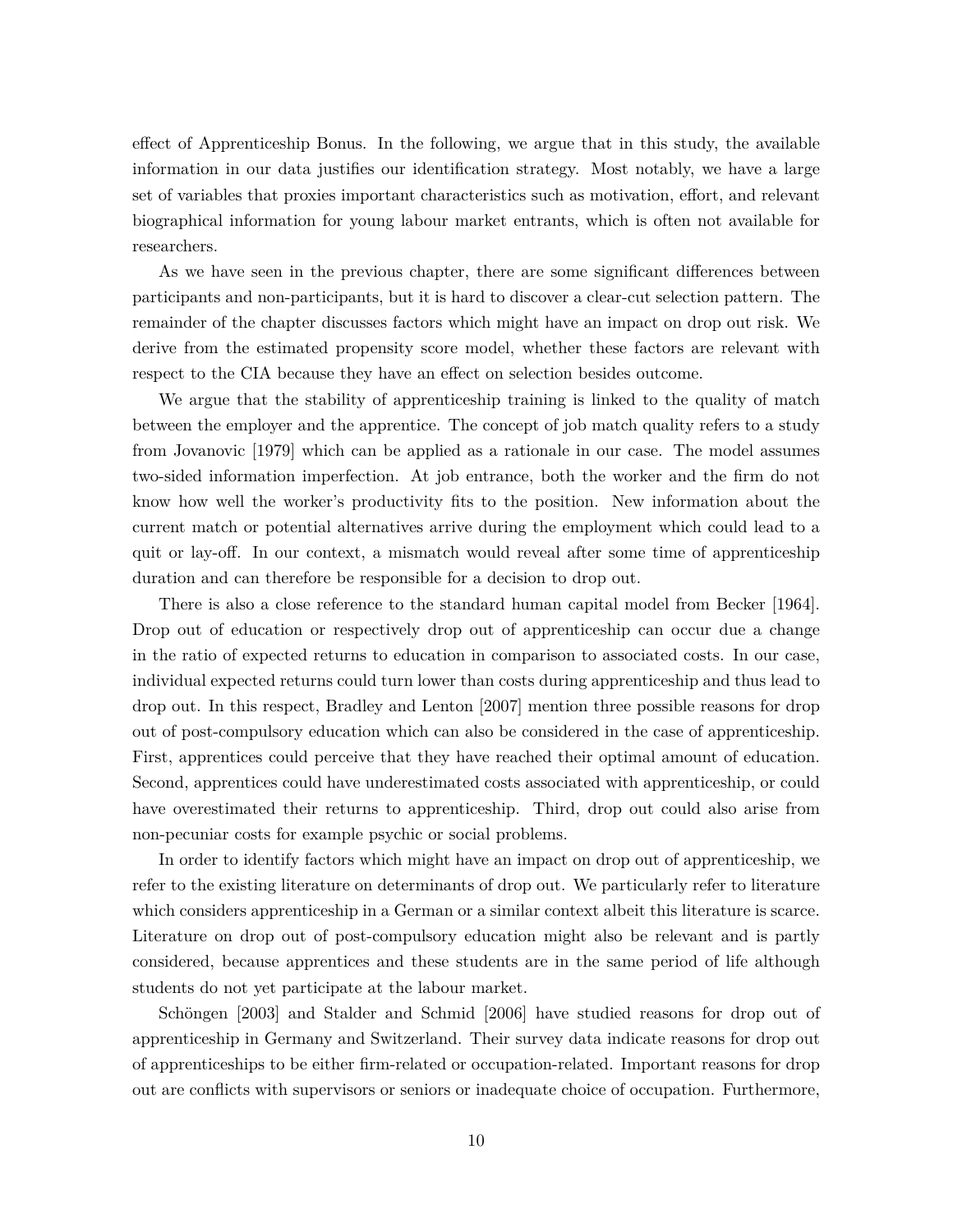effect of Apprenticeship Bonus. In the following, we argue that in this study, the available information in our data justifies our identification strategy. Most notably, we have a large set of variables that proxies important characteristics such as motivation, effort, and relevant biographical information for young labour market entrants, which is often not available for researchers.

As we have seen in the previous chapter, there are some significant differences between participants and non-participants, but it is hard to discover a clear-cut selection pattern. The remainder of the chapter discusses factors which might have an impact on drop out risk. We derive from the estimated propensity score model, whether these factors are relevant with respect to the CIA because they have an effect on selection besides outcome.

We argue that the stability of apprenticeship training is linked to the quality of match between the employer and the apprentice. The concept of job match quality refers to a study from Jovanovic [1979] which can be applied as a rationale in our case. The model assumes two-sided information imperfection. At job entrance, both the worker and the firm do not know how well the worker's productivity fits to the position. New information about the current match or potential alternatives arrive during the employment which could lead to a quit or lay-off. In our context, a mismatch would reveal after some time of apprenticeship duration and can therefore be responsible for a decision to drop out.

There is also a close reference to the standard human capital model from Becker [1964]. Drop out of education or respectively drop out of apprenticeship can occur due a change in the ratio of expected returns to education in comparison to associated costs. In our case, individual expected returns could turn lower than costs during apprenticeship and thus lead to drop out. In this respect, Bradley and Lenton [2007] mention three possible reasons for drop out of post-compulsory education which can also be considered in the case of apprenticeship. First, apprentices could perceive that they have reached their optimal amount of education. Second, apprentices could have underestimated costs associated with apprenticeship, or could have overestimated their returns to apprenticeship. Third, drop out could also arise from non-pecuniar costs for example psychic or social problems.

In order to identify factors which might have an impact on drop out of apprenticeship, we refer to the existing literature on determinants of drop out. We particularly refer to literature which considers apprenticeship in a German or a similar context albeit this literature is scarce. Literature on drop out of post-compulsory education might also be relevant and is partly considered, because apprentices and these students are in the same period of life although students do not yet participate at the labour market.

Schöngen [2003] and Stalder and Schmid [2006] have studied reasons for drop out of apprenticeship in Germany and Switzerland. Their survey data indicate reasons for drop out of apprenticeships to be either firm-related or occupation-related. Important reasons for drop out are conflicts with supervisors or seniors or inadequate choice of occupation. Furthermore,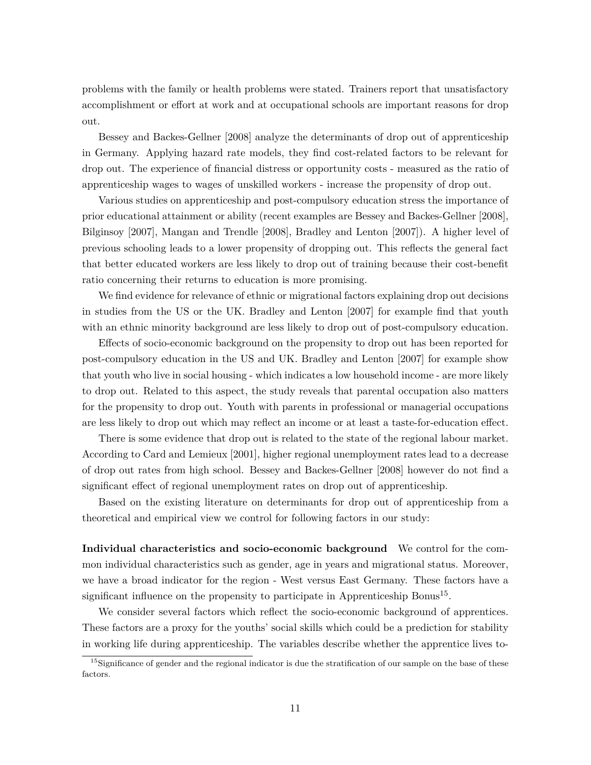problems with the family or health problems were stated. Trainers report that unsatisfactory accomplishment or effort at work and at occupational schools are important reasons for drop out.

Bessey and Backes-Gellner [2008] analyze the determinants of drop out of apprenticeship in Germany. Applying hazard rate models, they find cost-related factors to be relevant for drop out. The experience of financial distress or opportunity costs - measured as the ratio of apprenticeship wages to wages of unskilled workers - increase the propensity of drop out.

Various studies on apprenticeship and post-compulsory education stress the importance of prior educational attainment or ability (recent examples are Bessey and Backes-Gellner [2008], Bilginsoy [2007], Mangan and Trendle [2008], Bradley and Lenton [2007]). A higher level of previous schooling leads to a lower propensity of dropping out. This reflects the general fact that better educated workers are less likely to drop out of training because their cost-benefit ratio concerning their returns to education is more promising.

We find evidence for relevance of ethnic or migrational factors explaining drop out decisions in studies from the US or the UK. Bradley and Lenton [2007] for example find that youth with an ethnic minority background are less likely to drop out of post-compulsory education.

Effects of socio-economic background on the propensity to drop out has been reported for post-compulsory education in the US and UK. Bradley and Lenton [2007] for example show that youth who live in social housing - which indicates a low household income - are more likely to drop out. Related to this aspect, the study reveals that parental occupation also matters for the propensity to drop out. Youth with parents in professional or managerial occupations are less likely to drop out which may reflect an income or at least a taste-for-education effect.

There is some evidence that drop out is related to the state of the regional labour market. According to Card and Lemieux [2001], higher regional unemployment rates lead to a decrease of drop out rates from high school. Bessey and Backes-Gellner [2008] however do not find a significant effect of regional unemployment rates on drop out of apprenticeship.

Based on the existing literature on determinants for drop out of apprenticeship from a theoretical and empirical view we control for following factors in our study:

**Individual characteristics and socio-economic background** We control for the common individual characteristics such as gender, age in years and migrational status. Moreover, we have a broad indicator for the region - West versus East Germany. These factors have a significant influence on the propensity to participate in Apprenticeship Bonus[15].

We consider several factors which reflect the socio-economic background of apprentices. These factors are a proxy for the youths' social skills which could be a prediction for stability in working life during apprenticeship. The variables describe whether the apprentice lives to-

[15] Significance of gender and the regional indicator is due the stratification of our sample on the base of these factors.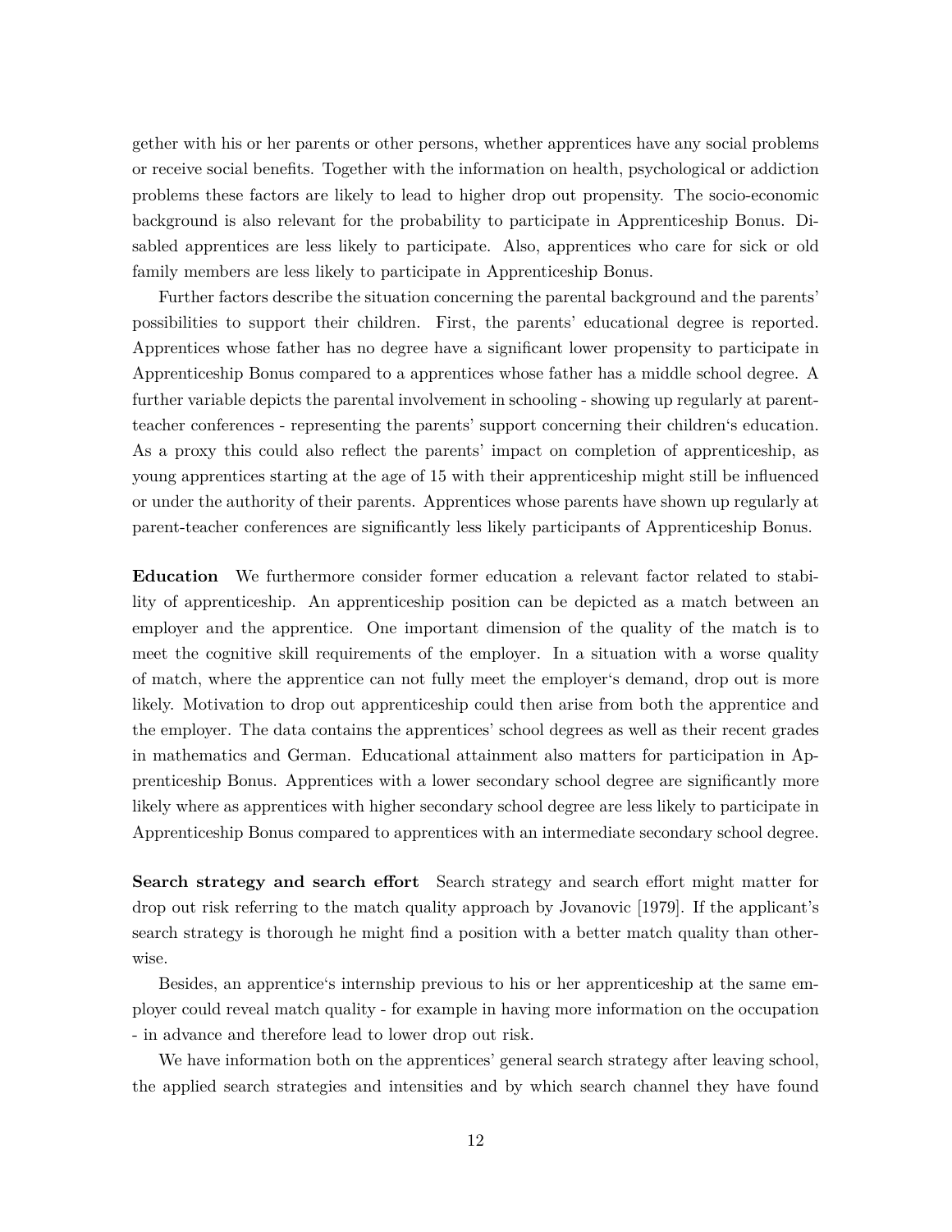gether with his or her parents or other persons, whether apprentices have any social problems or receive social benefits. Together with the information on health, psychological or addiction problems these factors are likely to lead to higher drop out propensity. The socio-economic background is also relevant for the probability to participate in Apprenticeship Bonus. Disabled apprentices are less likely to participate. Also, apprentices who care for sick or old family members are less likely to participate in Apprenticeship Bonus.

Further factors describe the situation concerning the parental background and the parents' possibilities to support their children. First, the parents' educational degree is reported. Apprentices whose father has no degree have a significant lower propensity to participate in Apprenticeship Bonus compared to a apprentices whose father has a middle school degree. A further variable depicts the parental involvement in schooling - showing up regularly at parent-teacher conferences - representing the parents' support concerning their children's education. As a proxy this could also reflect the parents' impact on completion of apprenticeship, as young apprentices starting at the age of 15 with their apprenticeship might still be influenced or under the authority of their parents. Apprentices whose parents have shown up regularly at parent-teacher conferences are significantly less likely participants of Apprenticeship Bonus.

**Education** We furthermore consider former education a relevant factor related to stability of apprenticeship. An apprenticeship position can be depicted as a match between an employer and the apprentice. One important dimension of the quality of the match is to meet the cognitive skill requirements of the employer. In a situation with a worse quality of match, where the apprentice can not fully meet the employer's demand, drop out is more likely. Motivation to drop out apprenticeship could then arise from both the apprentice and the employer. The data contains the apprentices' school degrees as well as their recent grades in mathematics and German. Educational attainment also matters for participation in Apprenticeship Bonus. Apprentices with a lower secondary school degree are significantly more likely where as apprentices with higher secondary school degree are less likely to participate in Apprenticeship Bonus compared to apprentices with an intermediate secondary school degree.

**Search strategy and search effort** Search strategy and search effort might matter for drop out risk referring to the match quality approach by Jovanovic [1979]. If the applicant's search strategy is thorough he might find a position with a better match quality than otherwise.

Besides, an apprentice's internship previous to his or her apprenticeship at the same employer could reveal match quality - for example in having more information on the occupation - in advance and therefore lead to lower drop out risk.

We have information both on the apprentices' general search strategy after leaving school, the applied search strategies and intensities and by which search channel they have found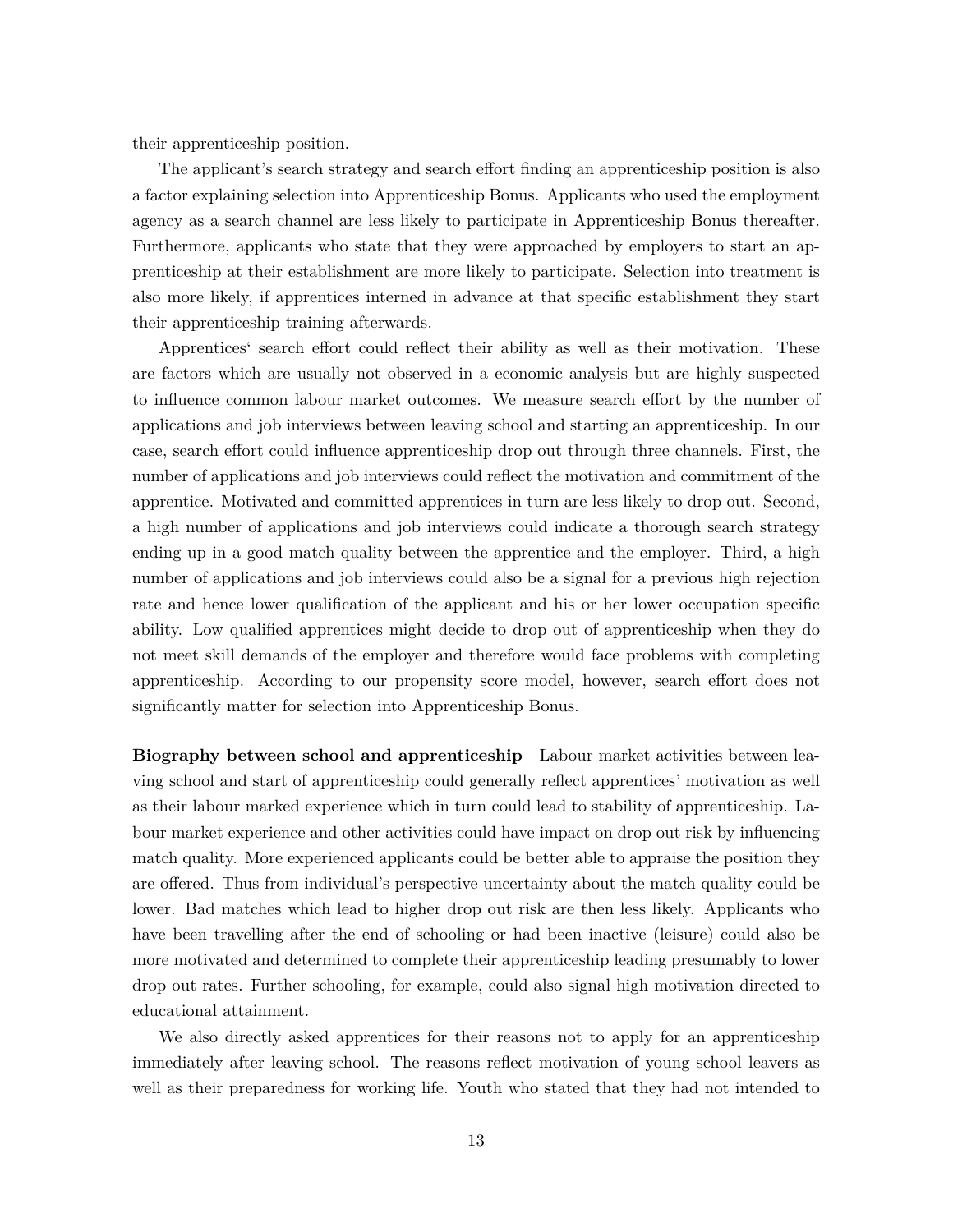their apprenticeship position.

The applicant's search strategy and search effort finding an apprenticeship position is also a factor explaining selection into Apprenticeship Bonus. Applicants who used the employment agency as a search channel are less likely to participate in Apprenticeship Bonus thereafter. Furthermore, applicants who state that they were approached by employers to start an apprenticeship at their establishment are more likely to participate. Selection into treatment is also more likely, if apprentices interned in advance at that specific establishment they start their apprenticeship training afterwards.

Apprentices‘ search effort could reflect their ability as well as their motivation. These are factors which are usually not observed in a economic analysis but are highly suspected to influence common labour market outcomes. We measure search effort by the number of applications and job interviews between leaving school and starting an apprenticeship. In our case, search effort could influence apprenticeship drop out through three channels. First, the number of applications and job interviews could reflect the motivation and commitment of the apprentice. Motivated and committed apprentices in turn are less likely to drop out. Second, a high number of applications and job interviews could indicate a thorough search strategy ending up in a good match quality between the apprentice and the employer. Third, a high number of applications and job interviews could also be a signal for a previous high rejection rate and hence lower qualification of the applicant and his or her lower occupation specific ability. Low qualified apprentices might decide to drop out of apprenticeship when they do not meet skill demands of the employer and therefore would face problems with completing apprenticeship. According to our propensity score model, however, search effort does not significantly matter for selection into Apprenticeship Bonus.

**Biography between school and apprenticeship** Labour market activities between leaving school and start of apprenticeship could generally reflect apprentices' motivation as well as their labour marked experience which in turn could lead to stability of apprenticeship. Labour market experience and other activities could have impact on drop out risk by influencing match quality. More experienced applicants could be better able to appraise the position they are offered. Thus from individual's perspective uncertainty about the match quality could be lower. Bad matches which lead to higher drop out risk are then less likely. Applicants who have been travelling after the end of schooling or had been inactive (leisure) could also be more motivated and determined to complete their apprenticeship leading presumably to lower drop out rates. Further schooling, for example, could also signal high motivation directed to educational attainment.

We also directly asked apprentices for their reasons not to apply for an apprenticeship immediately after leaving school. The reasons reflect motivation of young school leavers as well as their preparedness for working life. Youth who stated that they had not intended to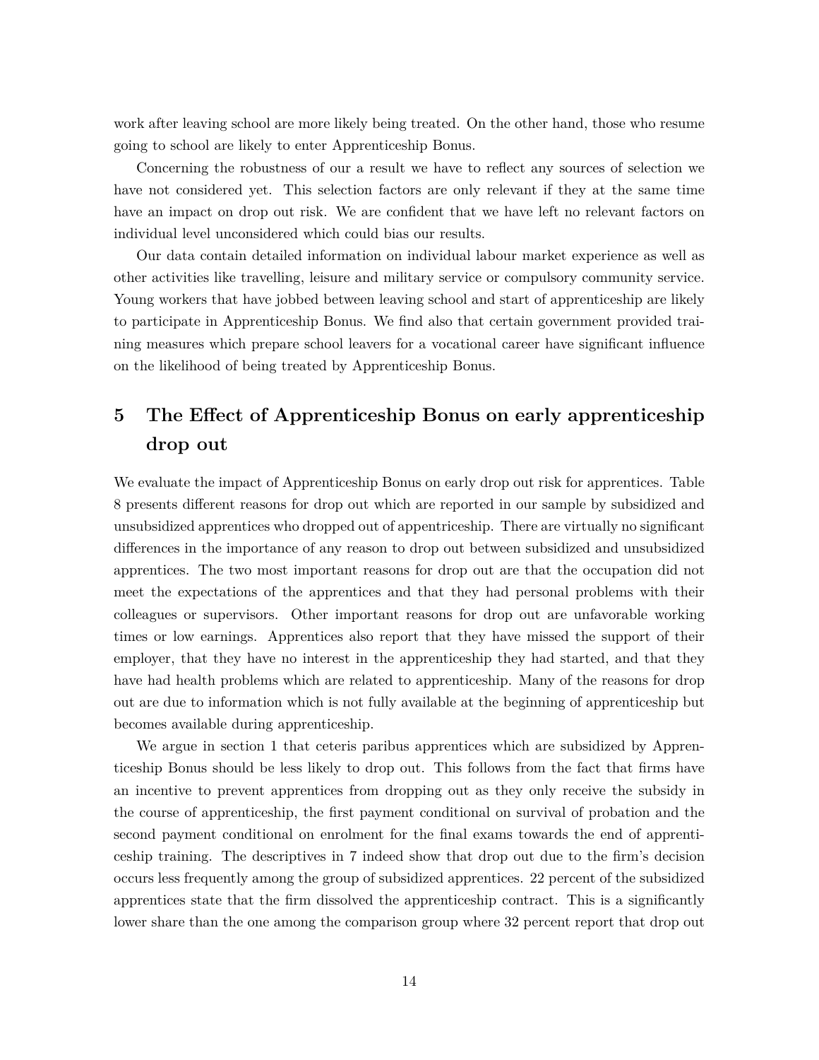work after leaving school are more likely being treated. On the other hand, those who resume going to school are likely to enter Apprenticeship Bonus.

Concerning the robustness of our a result we have to reflect any sources of selection we have not considered yet. This selection factors are only relevant if they at the same time have an impact on drop out risk. We are confident that we have left no relevant factors on individual level unconsidered which could bias our results.

Our data contain detailed information on individual labour market experience as well as other activities like travelling, leisure and military service or compulsory community service. Young workers that have jobbed between leaving school and start of apprenticeship are likely to participate in Apprenticeship Bonus. We find also that certain government provided training measures which prepare school leavers for a vocational career have significant influence on the likelihood of being treated by Apprenticeship Bonus.

## 5 The Effect of Apprenticeship Bonus on early apprenticeship drop out

We evaluate the impact of Apprenticeship Bonus on early drop out risk for apprentices. Table 8 presents different reasons for drop out which are reported in our sample by subsidized and unsubsidized apprentices who dropped out of appentriceship. There are virtually no significant differences in the importance of any reason to drop out between subsidized and unsubsidized apprentices. The two most important reasons for drop out are that the occupation did not meet the expectations of the apprentices and that they had personal problems with their colleagues or supervisors. Other important reasons for drop out are unfavorable working times or low earnings. Apprentices also report that they have missed the support of their employer, that they have no interest in the apprenticeship they had started, and that they have had health problems which are related to apprenticeship. Many of the reasons for drop out are due to information which is not fully available at the beginning of apprenticeship but becomes available during apprenticeship.

We argue in section 1 that ceteris paribus apprentices which are subsidized by Apprenticeship Bonus should be less likely to drop out. This follows from the fact that firms have an incentive to prevent apprentices from dropping out as they only receive the subsidy in the course of apprenticeship, the first payment conditional on survival of probation and the second payment conditional on enrolment for the final exams towards the end of apprenticeship training. The descriptives in 7 indeed show that drop out due to the firm's decision occurs less frequently among the group of subsidized apprentices. 22 percent of the subsidized apprentices state that the firm dissolved the apprenticeship contract. This is a significantly lower share than the one among the comparison group where 32 percent report that drop out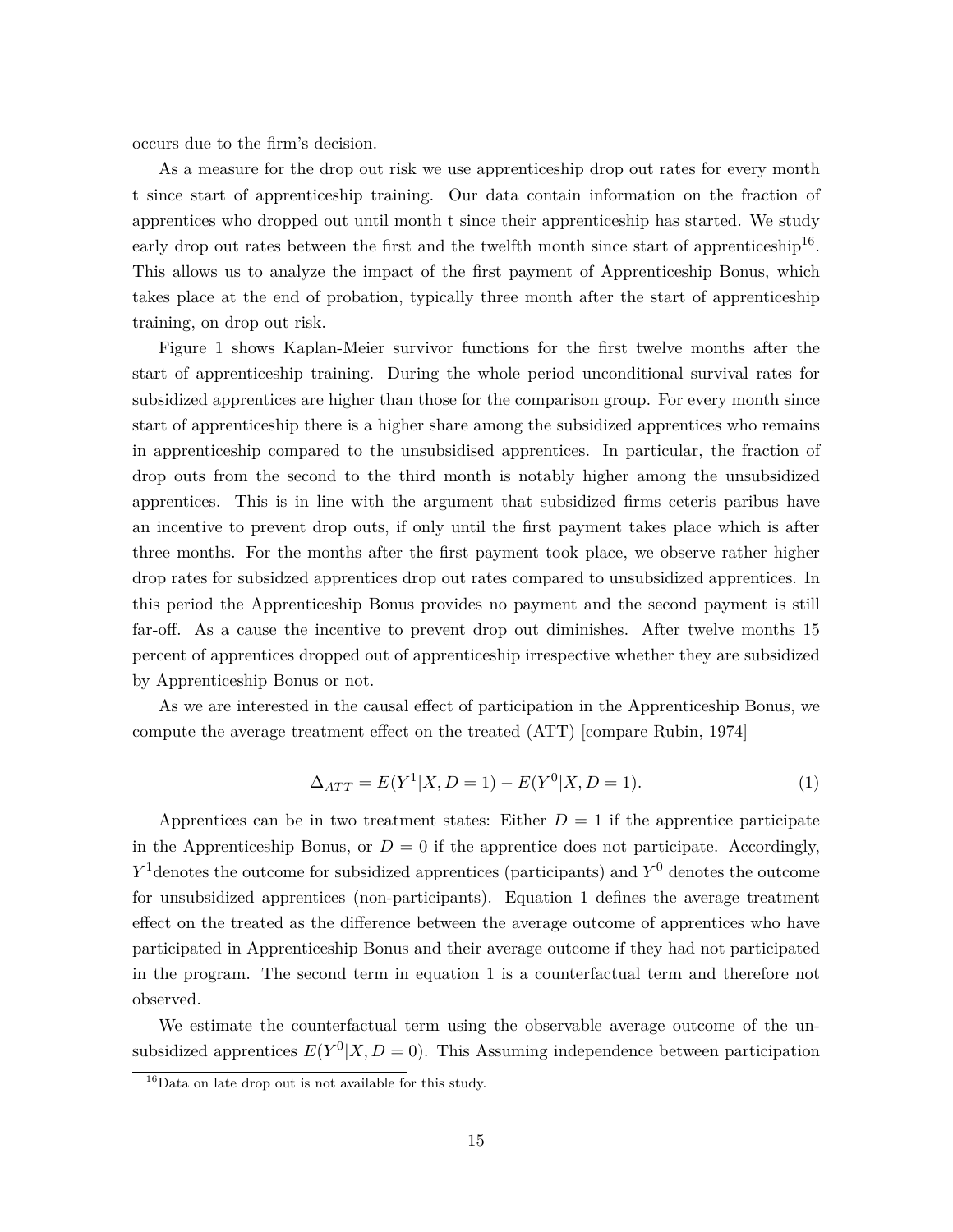occurs due to the firm's decision.

As a measure for the drop out risk we use apprenticeship drop out rates for every month t since start of apprenticeship training. Our data contain information on the fraction of apprentices who dropped out until month t since their apprenticeship has started. We study early drop out rates between the first and the twelfth month since start of apprenticeship[16]. This allows us to analyze the impact of the first payment of Apprenticeship Bonus, which takes place at the end of probation, typically three month after the start of apprenticeship training, on drop out risk.

Figure 1 shows Kaplan-Meier survivor functions for the first twelve months after the start of apprenticeship training. During the whole period unconditional survival rates for subsidized apprentices are higher than those for the comparison group. For every month since start of apprenticeship there is a higher share among the subsidized apprentices who remains in apprenticeship compared to the unsubsidised apprentices. In particular, the fraction of drop outs from the second to the third month is notably higher among the unsubsidized apprentices. This is in line with the argument that subsidized firms ceteris paribus have an incentive to prevent drop outs, if only until the first payment takes place which is after three months. For the months after the first payment took place, we observe rather higher drop rates for subsidzed apprentices drop out rates compared to unsubsidized apprentices. In this period the Apprenticeship Bonus provides no payment and the second payment is still far-off. As a cause the incentive to prevent drop out diminishes. After twelve months 15 percent of apprentices dropped out of apprenticeship irrespective whether they are subsidized by Apprenticeship Bonus or not.

As we are interested in the causal effect of participation in the Apprenticeship Bonus, we compute the average treatment effect on the treated (ATT) [compare Rubin, 1974]

$$\Delta_{ATT} = E(Y^1|X, D = 1) - E(Y^0|X, D = 1). \tag{1}$$

Apprentices can be in two treatment states: Either $D = 1$ if the apprentice participate in the Apprenticeship Bonus, or $D = 0$ if the apprentice does not participate. Accordingly, $Y^1$denotes the outcome for subsidized apprentices (participants) and $Y^0$ denotes the outcome for unsubsidized apprentices (non-participants). Equation 1 defines the average treatment effect on the treated as the difference between the average outcome of apprentices who have participated in Apprenticeship Bonus and their average outcome if they had not participated in the program. The second term in equation 1 is a counterfactual term and therefore not observed.

We estimate the counterfactual term using the observable average outcome of the unsubsidized apprentices $E(Y^0|X, D = 0)$. This Assuming independence between participation

[16]Data on late drop out is not available for this study.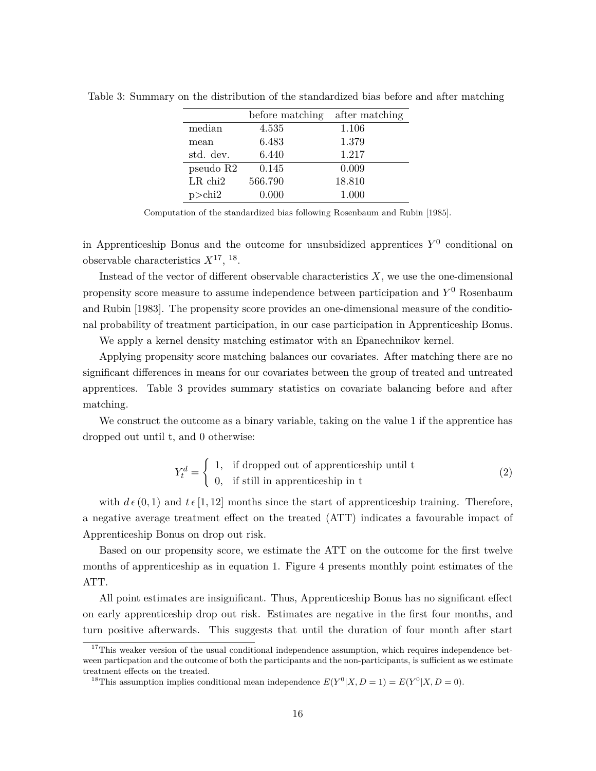Table 3: Summary on the distribution of the standardized bias before and after matching

| | before matching | after matching |
|---|---|---|
| median | 4.535 | 1.106 |
| mean | 6.483 | 1.379 |
| std. dev. | 6.440 | 1.217 |
| pseudo R2 | 0.145 | 0.009 |
| LR chi2 | 566.790 | 18.810 |
| p>chi2 | 0.000 | 1.000 |

Computation of the standardized bias following Rosenbaum and Rubin [1985].

in Apprenticeship Bonus and the outcome for unsubsidized apprentices $Y^0$ conditional on observable characteristics $X$[17], [18].

Instead of the vector of different observable characteristics $X$, we use the one-dimensional propensity score measure to assume independence between participation and $Y^0$ Rosenbaum and Rubin [1983]. The propensity score provides an one-dimensional measure of the conditional probability of treatment participation, in our case participation in Apprenticeship Bonus.

We apply a kernel density matching estimator with an Epanechnikov kernel.

Applying propensity score matching balances our covariates. After matching there are no significant differences in means for our covariates between the group of treated and untreated apprentices. Table 3 provides summary statistics on covariate balancing before and after matching.

We construct the outcome as a binary variable, taking on the value 1 if the apprentice has dropped out until t, and 0 otherwise:

$$Y_t^d = \begin{cases} 1, & \text{if dropped out of apprenticeship until t} \\ 0, & \text{if still in apprenticeship in t} \end{cases} \tag{2}$$

with $d \,\epsilon\, (0,1)$ and $t \,\epsilon\, [1,12]$ months since the start of apprenticeship training. Therefore, a negative average treatment effect on the treated (ATT) indicates a favourable impact of Apprenticeship Bonus on drop out risk.

Based on our propensity score, we estimate the ATT on the outcome for the first twelve months of apprenticeship as in equation 1. Figure 4 presents monthly point estimates of the ATT.

All point estimates are insignificant. Thus, Apprenticeship Bonus has no significant effect on early apprenticeship drop out risk. Estimates are negative in the first four months, and turn positive afterwards. This suggests that until the duration of four month after start

[17] This weaker version of the usual conditional independence assumption, which requires independence between particpation and the outcome of both the participants and the non-participants, is sufficient as we estimate treatment effects on the treated.

[18] This assumption implies conditional mean independence $E(Y^0|X, D = 1) = E(Y^0|X, D = 0)$.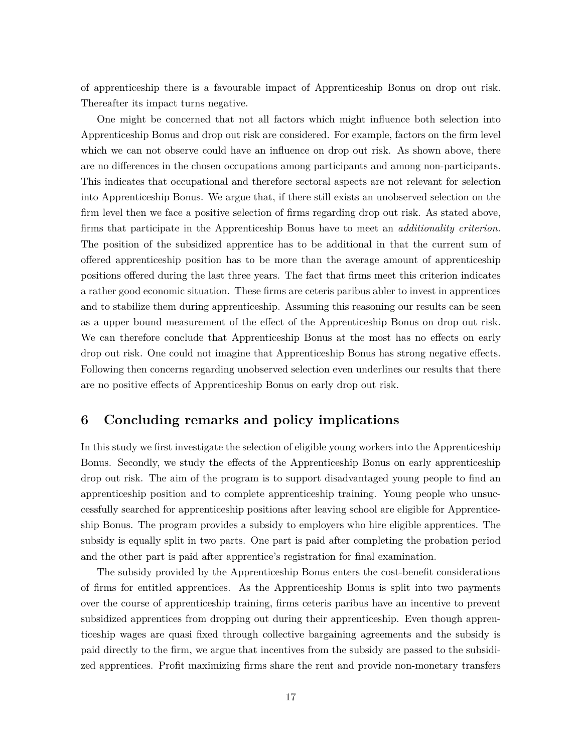of apprenticeship there is a favourable impact of Apprenticeship Bonus on drop out risk. Thereafter its impact turns negative.

One might be concerned that not all factors which might influence both selection into Apprenticeship Bonus and drop out risk are considered. For example, factors on the firm level which we can not observe could have an influence on drop out risk. As shown above, there are no differences in the chosen occupations among participants and among non-participants. This indicates that occupational and therefore sectoral aspects are not relevant for selection into Apprenticeship Bonus. We argue that, if there still exists an unobserved selection on the firm level then we face a positive selection of firms regarding drop out risk. As stated above, firms that participate in the Apprenticeship Bonus have to meet an *additionality criterion*. The position of the subsidized apprentice has to be additional in that the current sum of offered apprenticeship position has to be more than the average amount of apprenticeship positions offered during the last three years. The fact that firms meet this criterion indicates a rather good economic situation. These firms are ceteris paribus abler to invest in apprentices and to stabilize them during apprenticeship. Assuming this reasoning our results can be seen as a upper bound measurement of the effect of the Apprenticeship Bonus on drop out risk. We can therefore conclude that Apprenticeship Bonus at the most has no effects on early drop out risk. One could not imagine that Apprenticeship Bonus has strong negative effects. Following then concerns regarding unobserved selection even underlines our results that there are no positive effects of Apprenticeship Bonus on early drop out risk.

## 6 Concluding remarks and policy implications

In this study we first investigate the selection of eligible young workers into the Apprenticeship Bonus. Secondly, we study the effects of the Apprenticeship Bonus on early apprenticeship drop out risk. The aim of the program is to support disadvantaged young people to find an apprenticeship position and to complete apprenticeship training. Young people who unsuccessfully searched for apprenticeship positions after leaving school are eligible for Apprenticeship Bonus. The program provides a subsidy to employers who hire eligible apprentices. The subsidy is equally split in two parts. One part is paid after completing the probation period and the other part is paid after apprentice's registration for final examination.

The subsidy provided by the Apprenticeship Bonus enters the cost-benefit considerations of firms for entitled apprentices. As the Apprenticeship Bonus is split into two payments over the course of apprenticeship training, firms ceteris paribus have an incentive to prevent subsidized apprentices from dropping out during their apprenticeship. Even though apprenticeship wages are quasi fixed through collective bargaining agreements and the subsidy is paid directly to the firm, we argue that incentives from the subsidy are passed to the subsidized apprentices. Profit maximizing firms share the rent and provide non-monetary transfers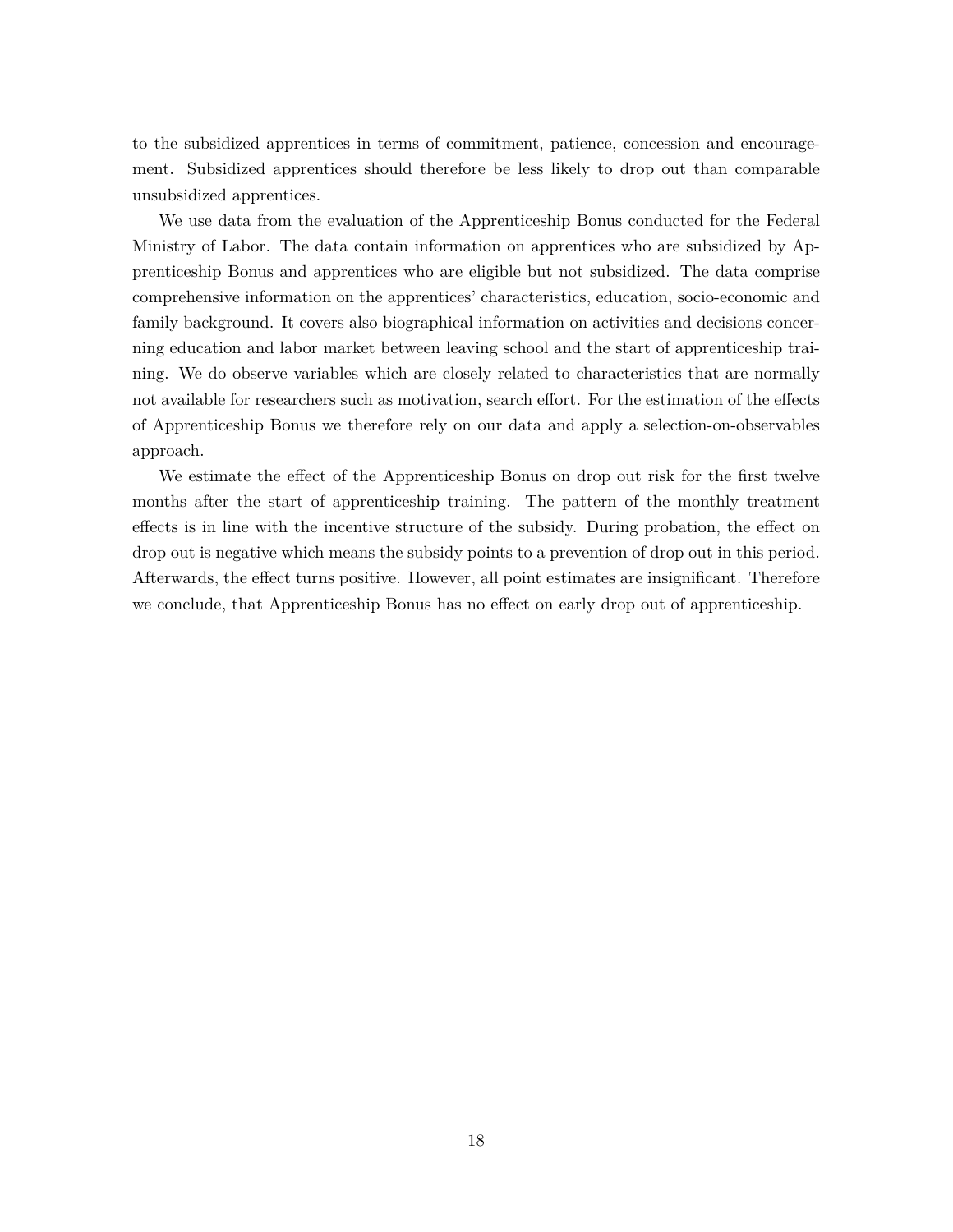to the subsidized apprentices in terms of commitment, patience, concession and encouragement. Subsidized apprentices should therefore be less likely to drop out than comparable unsubsidized apprentices.

We use data from the evaluation of the Apprenticeship Bonus conducted for the Federal Ministry of Labor. The data contain information on apprentices who are subsidized by Apprenticeship Bonus and apprentices who are eligible but not subsidized. The data comprise comprehensive information on the apprentices' characteristics, education, socio-economic and family background. It covers also biographical information on activities and decisions concerning education and labor market between leaving school and the start of apprenticeship training. We do observe variables which are closely related to characteristics that are normally not available for researchers such as motivation, search effort. For the estimation of the effects of Apprenticeship Bonus we therefore rely on our data and apply a selection-on-observables approach.

We estimate the effect of the Apprenticeship Bonus on drop out risk for the first twelve months after the start of apprenticeship training. The pattern of the monthly treatment effects is in line with the incentive structure of the subsidy. During probation, the effect on drop out is negative which means the subsidy points to a prevention of drop out in this period. Afterwards, the effect turns positive. However, all point estimates are insignificant. Therefore we conclude, that Apprenticeship Bonus has no effect on early drop out of apprenticeship.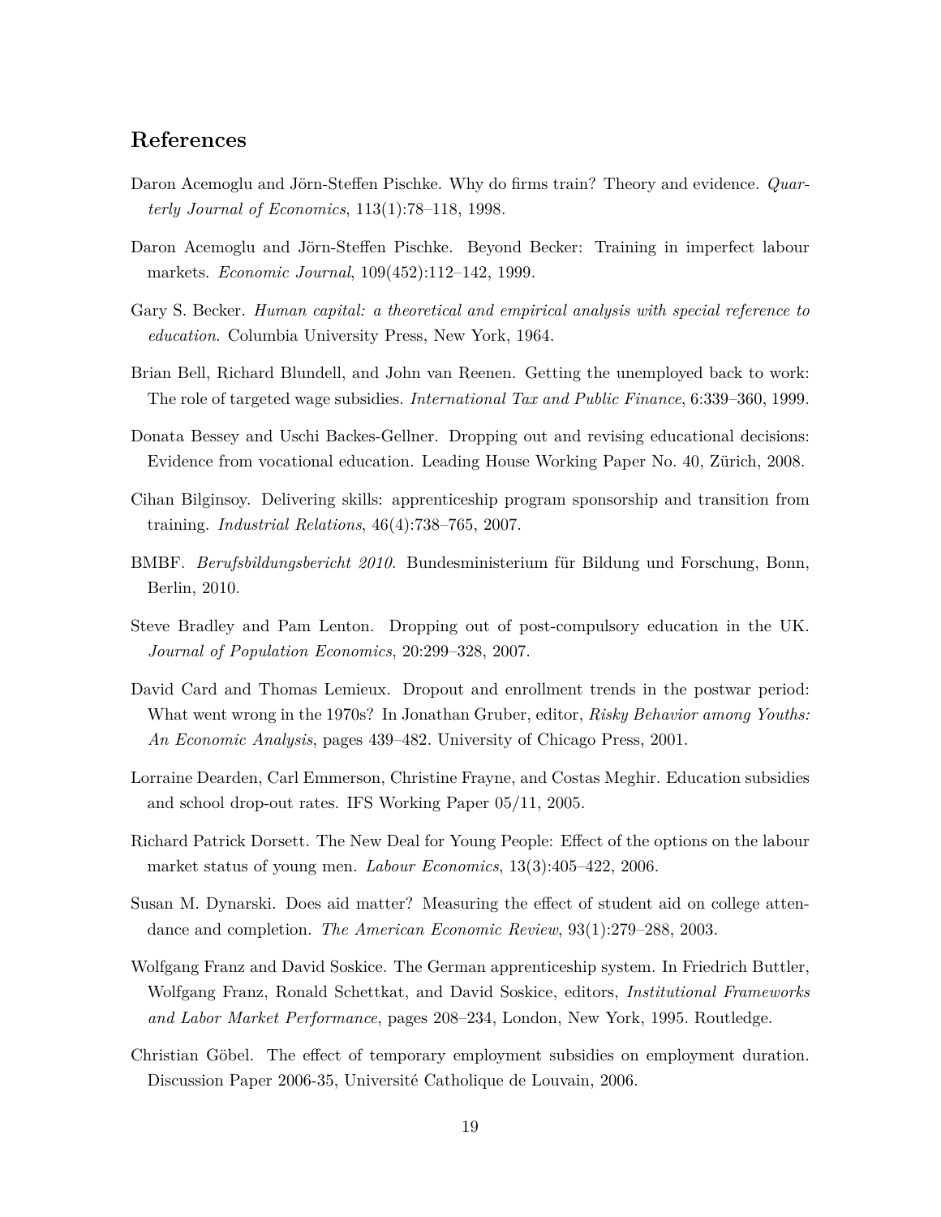## References

Daron Acemoglu and Jörn-Steffen Pischke. Why do firms train? Theory and evidence. *Quarterly Journal of Economics*, 113(1):78–118, 1998.

Daron Acemoglu and Jörn-Steffen Pischke. Beyond Becker: Training in imperfect labour markets. *Economic Journal*, 109(452):112–142, 1999.

Gary S. Becker. *Human capital: a theoretical and empirical analysis with special reference to education*. Columbia University Press, New York, 1964.

Brian Bell, Richard Blundell, and John van Reenen. Getting the unemployed back to work: The role of targeted wage subsidies. *International Tax and Public Finance*, 6:339–360, 1999.

Donata Bessey and Uschi Backes-Gellner. Dropping out and revising educational decisions: Evidence from vocational education. Leading House Working Paper No. 40, Zürich, 2008.

Cihan Bilginsoy. Delivering skills: apprenticeship program sponsorship and transition from training. *Industrial Relations*, 46(4):738–765, 2007.

BMBF. *Berufsbildungsbericht 2010*. Bundesministerium für Bildung und Forschung, Bonn, Berlin, 2010.

Steve Bradley and Pam Lenton. Dropping out of post-compulsory education in the UK. *Journal of Population Economics*, 20:299–328, 2007.

David Card and Thomas Lemieux. Dropout and enrollment trends in the postwar period: What went wrong in the 1970s? In Jonathan Gruber, editor, *Risky Behavior among Youths: An Economic Analysis*, pages 439–482. University of Chicago Press, 2001.

Lorraine Dearden, Carl Emmerson, Christine Frayne, and Costas Meghir. Education subsidies and school drop-out rates. IFS Working Paper 05/11, 2005.

Richard Patrick Dorsett. The New Deal for Young People: Effect of the options on the labour market status of young men. *Labour Economics*, 13(3):405–422, 2006.

Susan M. Dynarski. Does aid matter? Measuring the effect of student aid on college attendance and completion. *The American Economic Review*, 93(1):279–288, 2003.

Wolfgang Franz and David Soskice. The German apprenticeship system. In Friedrich Buttler, Wolfgang Franz, Ronald Schettkat, and David Soskice, editors, *Institutional Frameworks and Labor Market Performance*, pages 208–234, London, New York, 1995. Routledge.

Christian Göbel. The effect of temporary employment subsidies on employment duration. Discussion Paper 2006-35, Université Catholique de Louvain, 2006.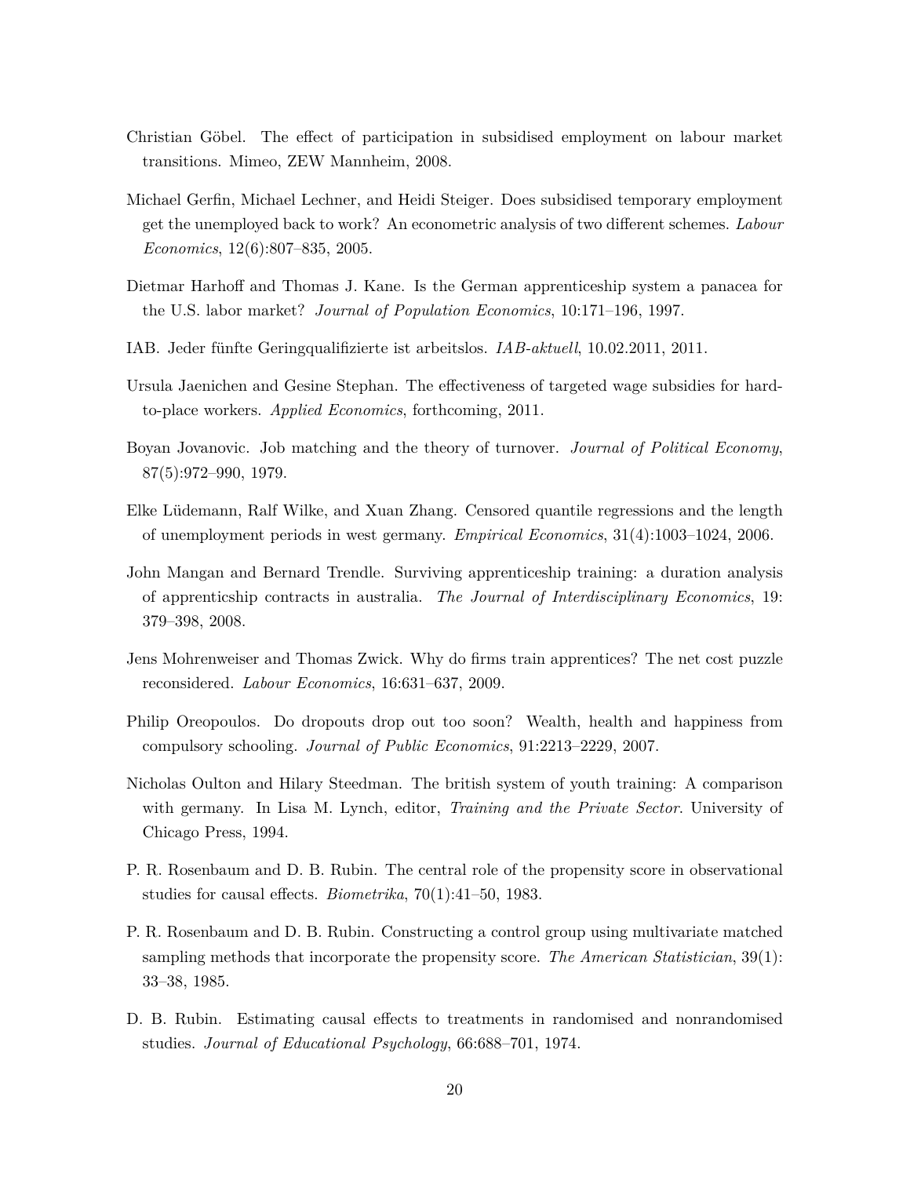Christian Göbel. The effect of participation in subsidised employment on labour market transitions. Mimeo, ZEW Mannheim, 2008.

Michael Gerfin, Michael Lechner, and Heidi Steiger. Does subsidised temporary employment get the unemployed back to work? An econometric analysis of two different schemes. *Labour Economics*, 12(6):807–835, 2005.

Dietmar Harhoff and Thomas J. Kane. Is the German apprenticeship system a panacea for the U.S. labor market? *Journal of Population Economics*, 10:171–196, 1997.

IAB. Jeder fünfte Geringqualifizierte ist arbeitslos. *IAB-aktuell*, 10.02.2011, 2011.

Ursula Jaenichen and Gesine Stephan. The effectiveness of targeted wage subsidies for hard-to-place workers. *Applied Economics*, forthcoming, 2011.

Boyan Jovanovic. Job matching and the theory of turnover. *Journal of Political Economy*, 87(5):972–990, 1979.

Elke Lüdemann, Ralf Wilke, and Xuan Zhang. Censored quantile regressions and the length of unemployment periods in west germany. *Empirical Economics*, 31(4):1003–1024, 2006.

John Mangan and Bernard Trendle. Surviving apprenticeship training: a duration analysis of apprenticship contracts in australia. *The Journal of Interdisciplinary Economics*, 19: 379–398, 2008.

Jens Mohrenweiser and Thomas Zwick. Why do firms train apprentices? The net cost puzzle reconsidered. *Labour Economics*, 16:631–637, 2009.

Philip Oreopoulos. Do dropouts drop out too soon? Wealth, health and happiness from compulsory schooling. *Journal of Public Economics*, 91:2213–2229, 2007.

Nicholas Oulton and Hilary Steedman. The british system of youth training: A comparison with germany. In Lisa M. Lynch, editor, *Training and the Private Sector*. University of Chicago Press, 1994.

P. R. Rosenbaum and D. B. Rubin. The central role of the propensity score in observational studies for causal effects. *Biometrika*, 70(1):41–50, 1983.

P. R. Rosenbaum and D. B. Rubin. Constructing a control group using multivariate matched sampling methods that incorporate the propensity score. *The American Statistician*, 39(1): 33–38, 1985.

D. B. Rubin. Estimating causal effects to treatments in randomised and nonrandomised studies. *Journal of Educational Psychology*, 66:688–701, 1974.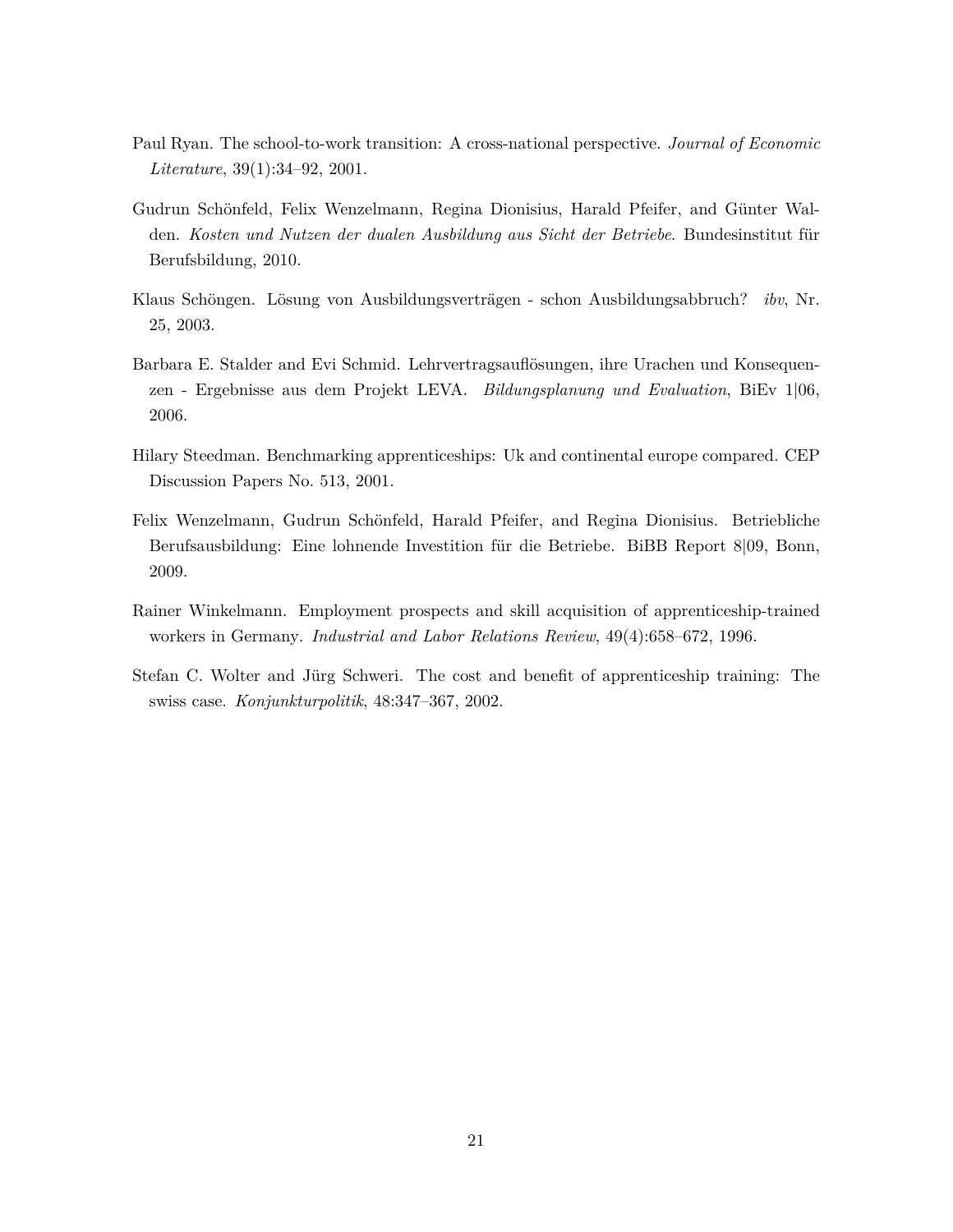Paul Ryan. The school-to-work transition: A cross-national perspective. *Journal of Economic Literature*, 39(1):34–92, 2001.

Gudrun Schönfeld, Felix Wenzelmann, Regina Dionisius, Harald Pfeifer, and Günter Walden. *Kosten und Nutzen der dualen Ausbildung aus Sicht der Betriebe*. Bundesinstitut für Berufsbildung, 2010.

Klaus Schöngen. Lösung von Ausbildungsverträgen - schon Ausbildungsabbruch? *ibv*, Nr. 25, 2003.

Barbara E. Stalder and Evi Schmid. Lehrvertragsauflösungen, ihre Urachen und Konsequenzen - Ergebnisse aus dem Projekt LEVA. *Bildungsplanung und Evaluation*, BiEv 1|06, 2006.

Hilary Steedman. Benchmarking apprenticeships: Uk and continental europe compared. CEP Discussion Papers No. 513, 2001.

Felix Wenzelmann, Gudrun Schönfeld, Harald Pfeifer, and Regina Dionisius. Betriebliche Berufsausbildung: Eine lohnende Investition für die Betriebe. BiBB Report 8|09, Bonn, 2009.

Rainer Winkelmann. Employment prospects and skill acquisition of apprenticeship-trained workers in Germany. *Industrial and Labor Relations Review*, 49(4):658–672, 1996.

Stefan C. Wolter and Jürg Schweri. The cost and benefit of apprenticeship training: The swiss case. *Konjunkturpolitik*, 48:347–367, 2002.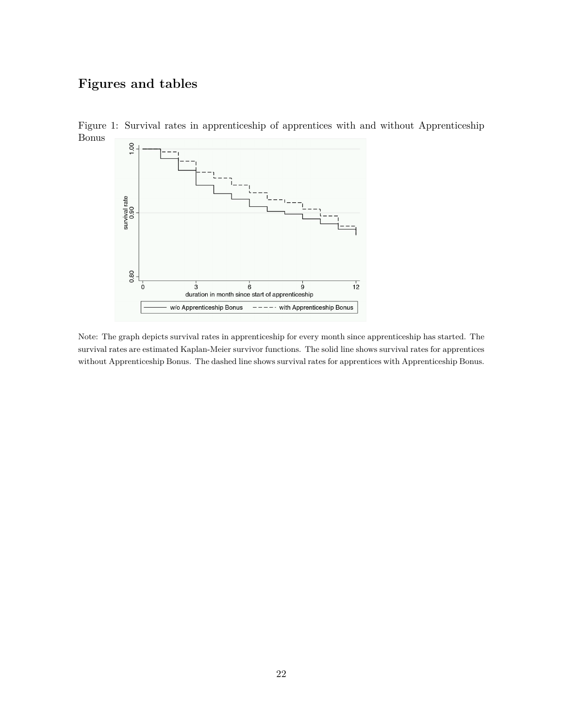# Figures and tables

Figure 1: Survival rates in apprenticeship of apprentices with and without Apprenticeship Bonus

Note: The graph depicts survival rates in apprenticeship for every month since apprenticeship has started. The survival rates are estimated Kaplan-Meier survivor functions. The solid line shows survival rates for apprentices without Apprenticeship Bonus. The dashed line shows survival rates for apprentices with Apprenticeship Bonus.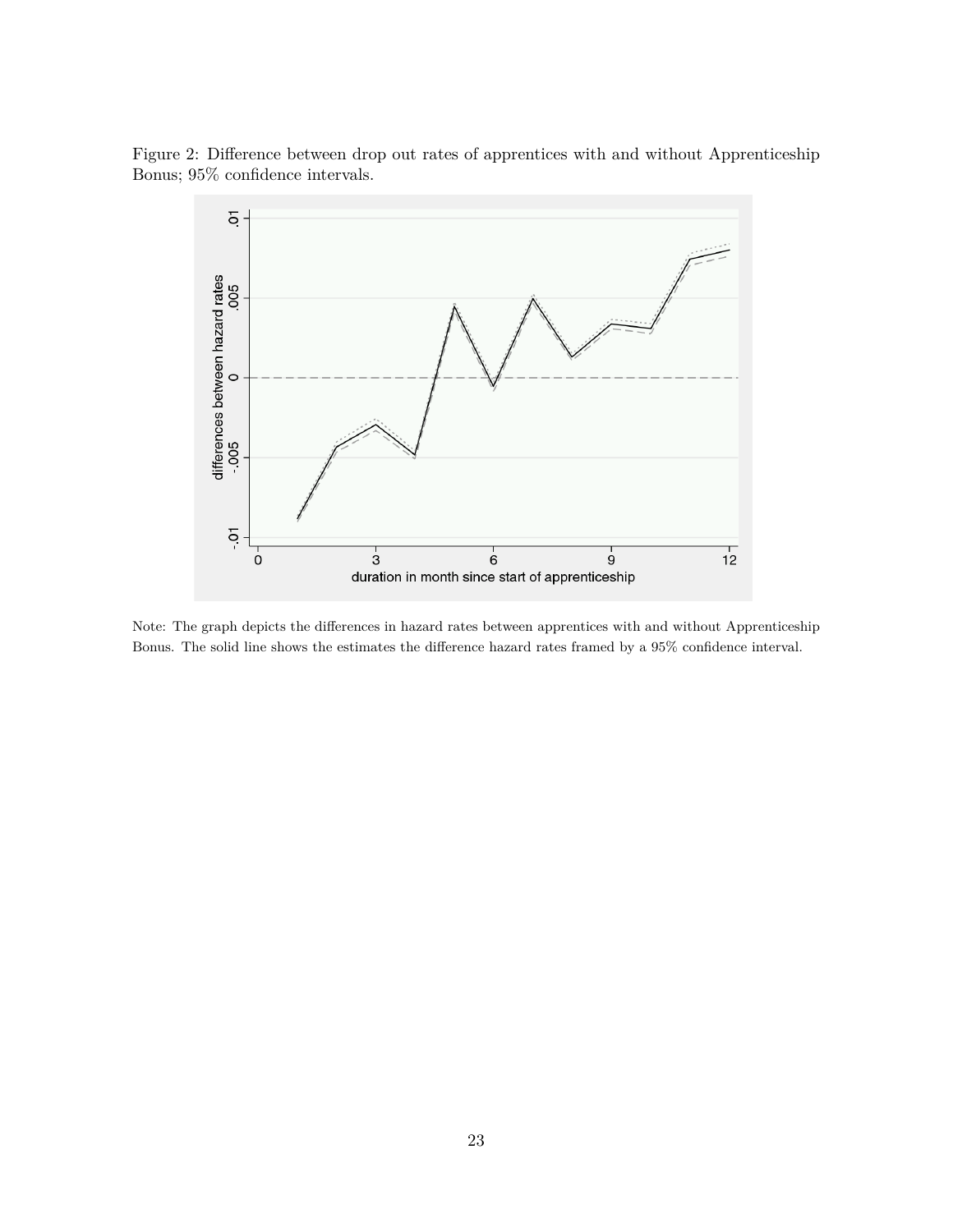Figure 2: Difference between drop out rates of apprentices with and without Apprenticeship Bonus; 95% confidence intervals.

Note: The graph depicts the differences in hazard rates between apprentices with and without Apprenticeship Bonus. The solid line shows the estimates the difference hazard rates framed by a 95% confidence interval.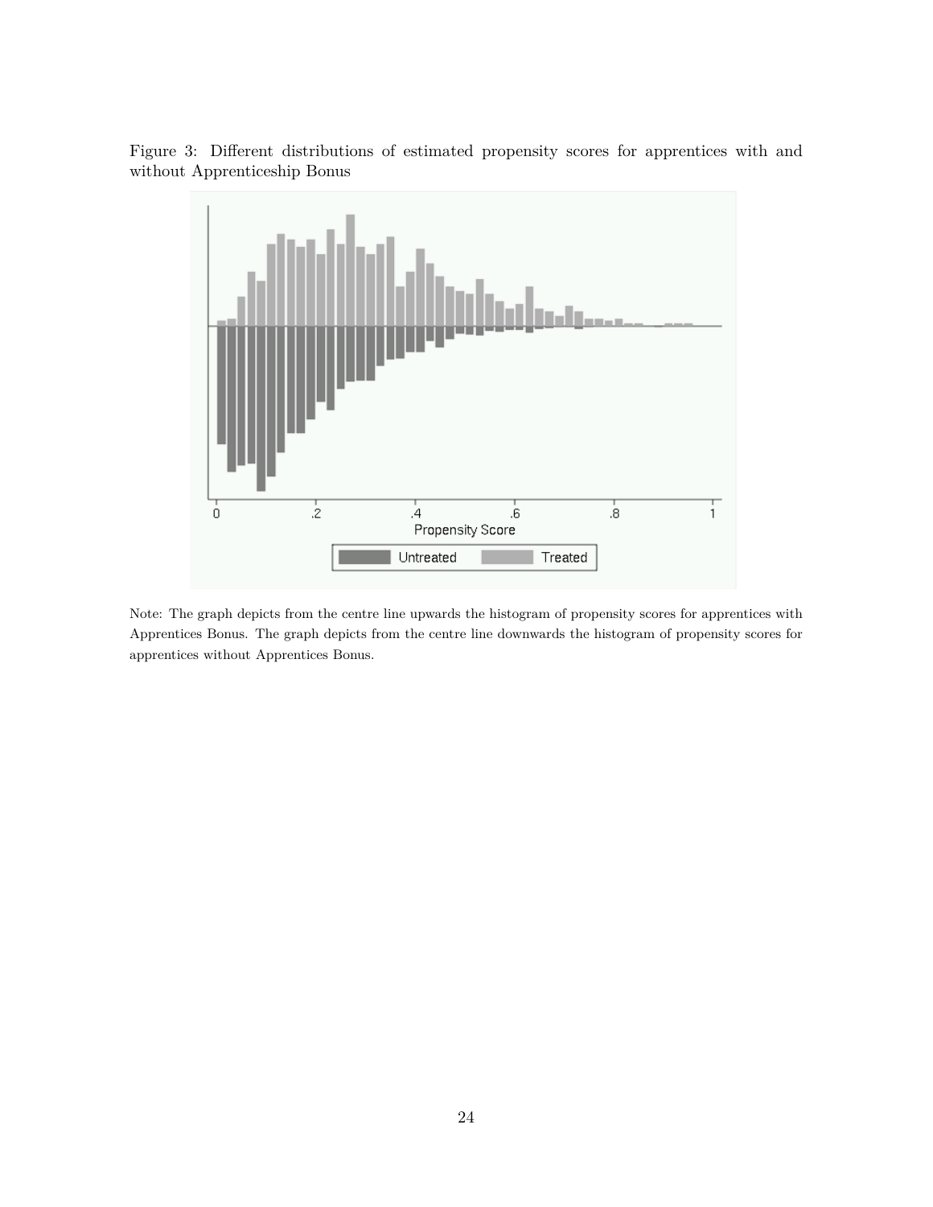Figure 3: Different distributions of estimated propensity scores for apprentices with and without Apprenticeship Bonus

Note: The graph depicts from the centre line upwards the histogram of propensity scores for apprentices with Apprentices Bonus. The graph depicts from the centre line downwards the histogram of propensity scores for apprentices without Apprentices Bonus.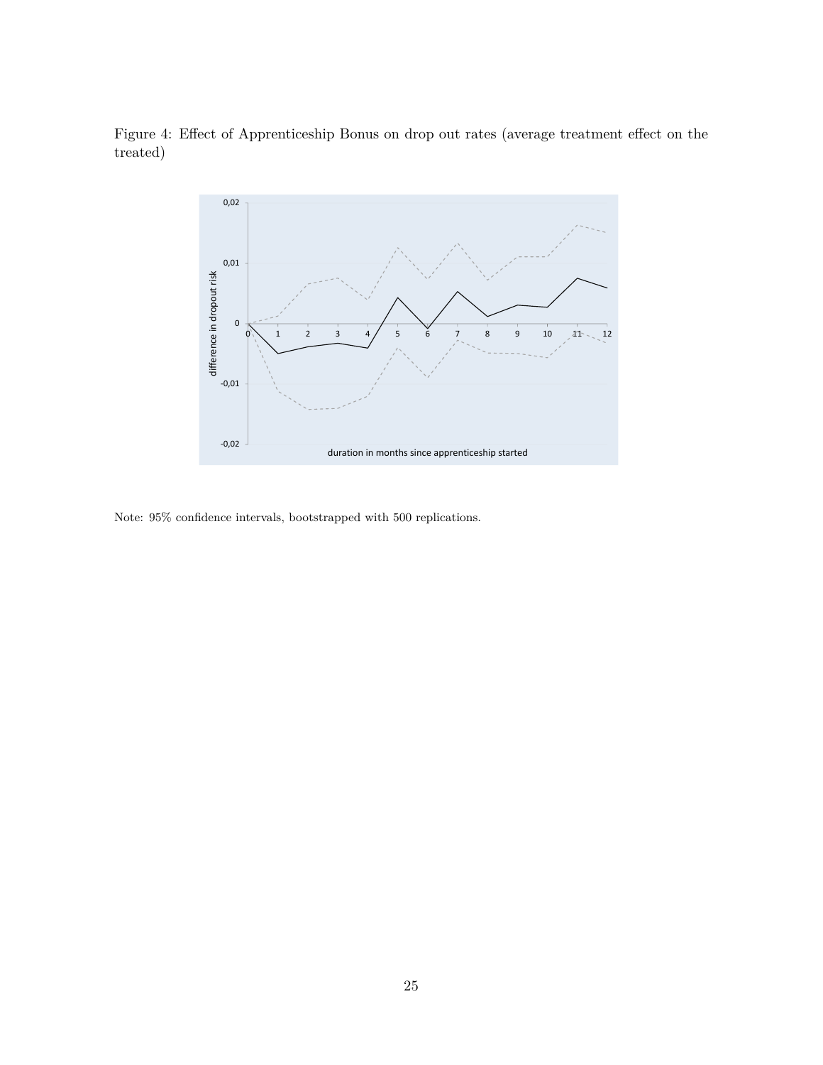Figure 4: Effect of Apprenticeship Bonus on drop out rates (average treatment effect on the treated)

Note: 95% confidence intervals, bootstrapped with 500 replications.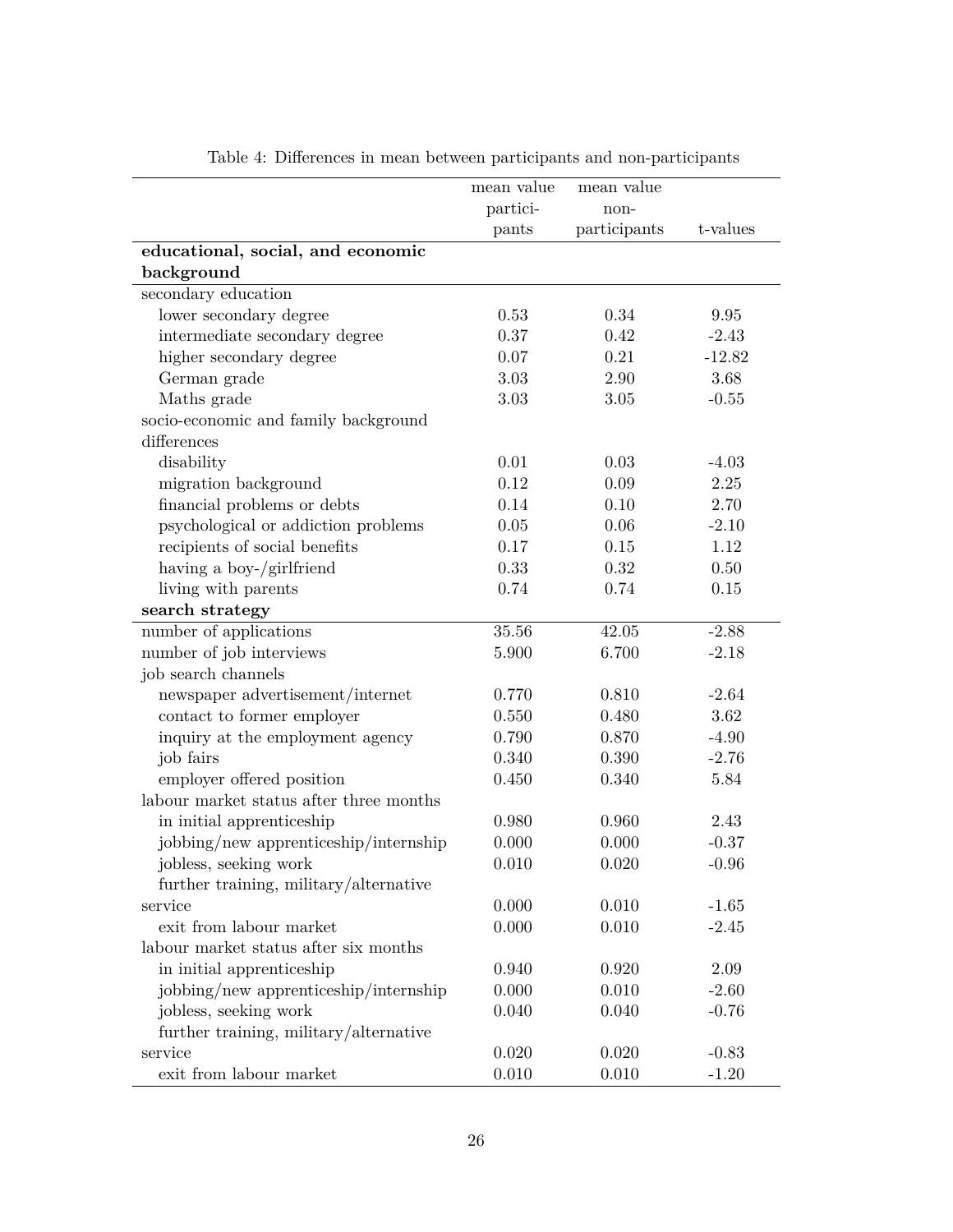Table 4: Differences in mean between participants and non-participants

| | mean value participants | mean value non-participants | t-values |
|---|---|---|---|
| **educational, social, and economic background** | | | |
| secondary education | | | |
| lower secondary degree | 0.53 | 0.34 | 9.95 |
| intermediate secondary degree | 0.37 | 0.42 | -2.43 |
| higher secondary degree | 0.07 | 0.21 | -12.82 |
| German grade | 3.03 | 2.90 | 3.68 |
| Maths grade | 3.03 | 3.05 | -0.55 |
| socio-economic and family background differences | | | |
| disability | 0.01 | 0.03 | -4.03 |
| migration background | 0.12 | 0.09 | 2.25 |
| financial problems or debts | 0.14 | 0.10 | 2.70 |
| psychological or addiction problems | 0.05 | 0.06 | -2.10 |
| recipients of social benefits | 0.17 | 0.15 | 1.12 |
| having a boy-/girlfriend | 0.33 | 0.32 | 0.50 |
| living with parents | 0.74 | 0.74 | 0.15 |
| **search strategy** | | | |
| number of applications | 35.56 | 42.05 | -2.88 |
| number of job interviews | 5.900 | 6.700 | -2.18 |
| job search channels | | | |
| newspaper advertisement/internet | 0.770 | 0.810 | -2.64 |
| contact to former employer | 0.550 | 0.480 | 3.62 |
| inquiry at the employment agency | 0.790 | 0.870 | -4.90 |
| job fairs | 0.340 | 0.390 | -2.76 |
| employer offered position | 0.450 | 0.340 | 5.84 |
| labour market status after three months | | | |
| in initial apprenticeship | 0.980 | 0.960 | 2.43 |
| jobbing/new apprenticeship/internship | 0.000 | 0.000 | -0.37 |
| jobless, seeking work | 0.010 | 0.020 | -0.96 |
| further training, military/alternative service | 0.000 | 0.010 | -1.65 |
| exit from labour market | 0.000 | 0.010 | -2.45 |
| labour market status after six months | | | |
| in initial apprenticeship | 0.940 | 0.920 | 2.09 |
| jobbing/new apprenticeship/internship | 0.000 | 0.010 | -2.60 |
| jobless, seeking work | 0.040 | 0.040 | -0.76 |
| further training, military/alternative service | 0.020 | 0.020 | -0.83 |
| exit from labour market | 0.010 | 0.010 | -1.20 |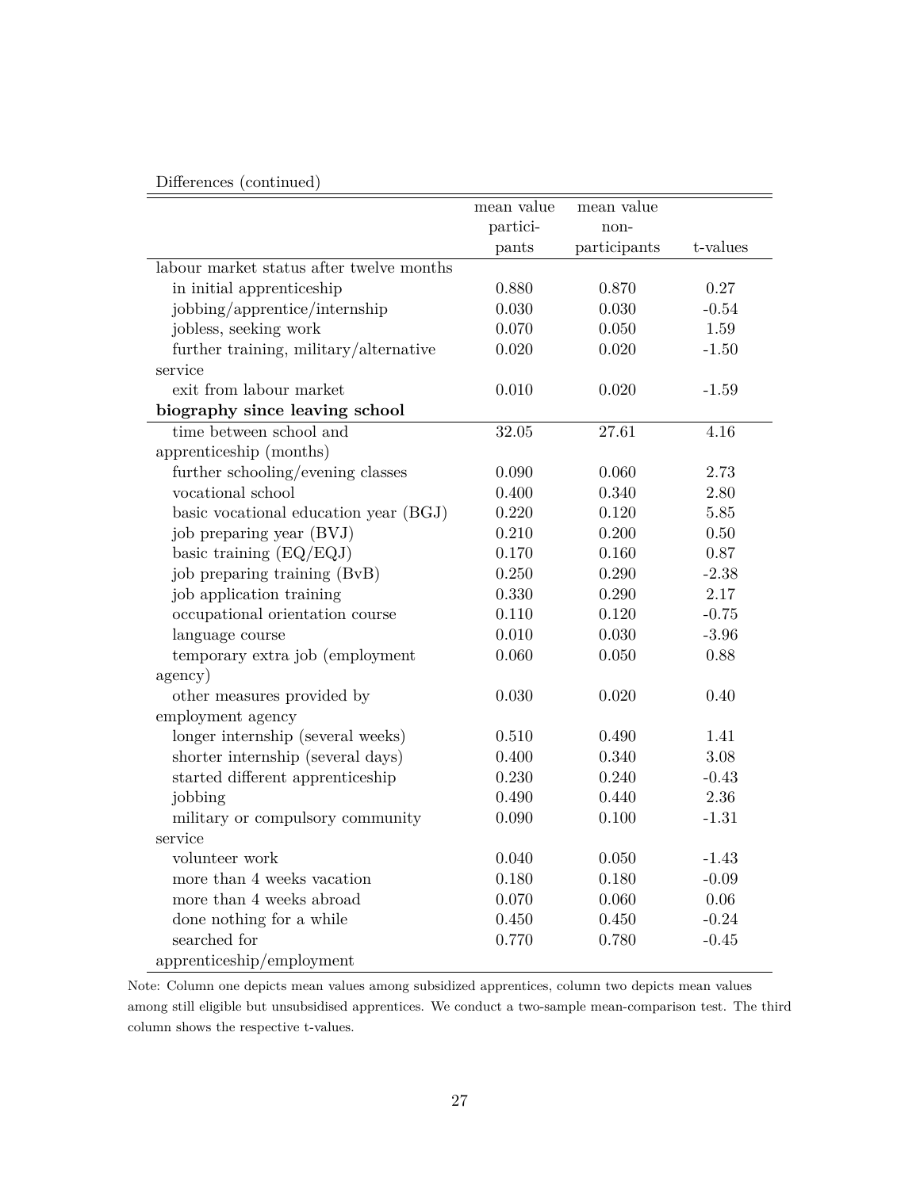Differences (continued)

| | mean value participants | mean value non-participants | t-values |
|---|---|---|---|
| labour market status after twelve months | | | |
| in initial apprenticeship | 0.880 | 0.870 | 0.27 |
| jobbing/apprentice/internship | 0.030 | 0.030 | -0.54 |
| jobless, seeking work | 0.070 | 0.050 | 1.59 |
| further training, military/alternative service | 0.020 | 0.020 | -1.50 |
| exit from labour market | 0.010 | 0.020 | -1.59 |
| **biography since leaving school** | | | |
| time between school and apprenticeship (months) | 32.05 | 27.61 | 4.16 |
| further schooling/evening classes | 0.090 | 0.060 | 2.73 |
| vocational school | 0.400 | 0.340 | 2.80 |
| basic vocational education year (BGJ) | 0.220 | 0.120 | 5.85 |
| job preparing year (BVJ) | 0.210 | 0.200 | 0.50 |
| basic training (EQ/EQJ) | 0.170 | 0.160 | 0.87 |
| job preparing training (BvB) | 0.250 | 0.290 | -2.38 |
| job application training | 0.330 | 0.290 | 2.17 |
| occupational orientation course | 0.110 | 0.120 | -0.75 |
| language course | 0.010 | 0.030 | -3.96 |
| temporary extra job (employment agency) | 0.060 | 0.050 | 0.88 |
| other measures provided by employment agency | 0.030 | 0.020 | 0.40 |
| longer internship (several weeks) | 0.510 | 0.490 | 1.41 |
| shorter internship (several days) | 0.400 | 0.340 | 3.08 |
| started different apprenticeship | 0.230 | 0.240 | -0.43 |
| jobbing | 0.490 | 0.440 | 2.36 |
| military or compulsory community service | 0.090 | 0.100 | -1.31 |
| volunteer work | 0.040 | 0.050 | -1.43 |
| more than 4 weeks vacation | 0.180 | 0.180 | -0.09 |
| more than 4 weeks abroad | 0.070 | 0.060 | 0.06 |
| done nothing for a while | 0.450 | 0.450 | -0.24 |
| searched for apprenticeship/employment | 0.770 | 0.780 | -0.45 |

Note: Column one depicts mean values among subsidized apprentices, column two depicts mean values among still eligible but unsubsidised apprentices. We conduct a two-sample mean-comparison test. The third column shows the respective t-values.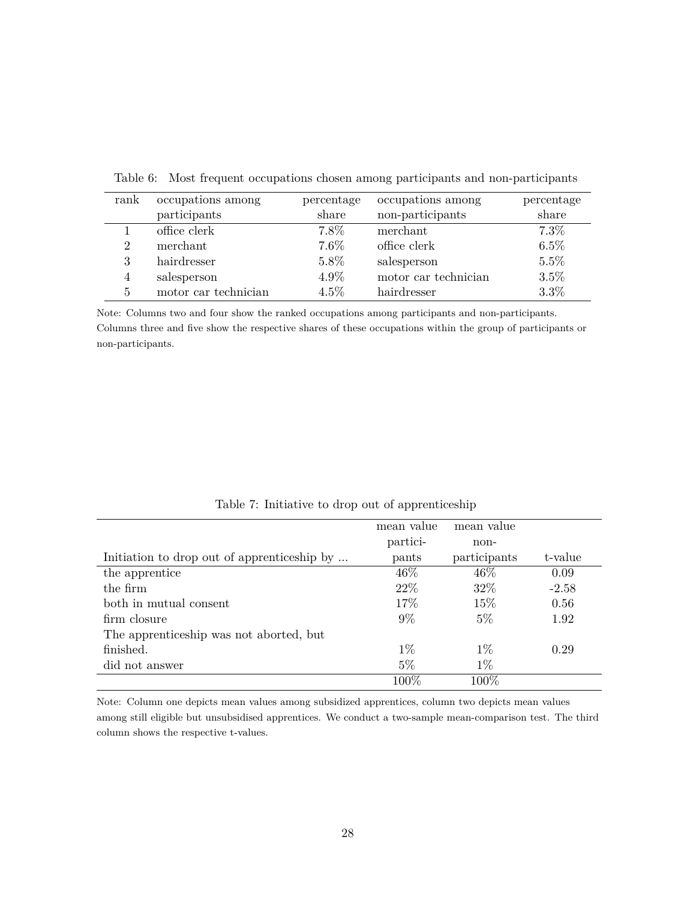Table 6: Most frequent occupations chosen among participants and non-participants

| rank | occupations among participants | percentage share | occupations among non-participants | percentage share |
|---|---|---|---|---|
| 1 | office clerk | 7.8% | merchant | 7.3% |
| 2 | merchant | 7.6% | office clerk | 6.5% |
| 3 | hairdresser | 5.8% | salesperson | 5.5% |
| 4 | salesperson | 4.9% | motor car technician | 3.5% |
| 5 | motor car technician | 4.5% | hairdresser | 3.3% |

Note: Columns two and four show the ranked occupations among participants and non-participants. Columns three and five show the respective shares of these occupations within the group of participants or non-participants.

Table 7: Initiative to drop out of apprenticeship

| Initiation to drop out of apprenticeship by ... | mean value participants | mean value non-participants | t-value |
|---|---|---|---|
| the apprentice | 46% | 46% | 0.09 |
| the firm | 22% | 32% | -2.58 |
| both in mutual consent | 17% | 15% | 0.56 |
| firm closure | 9% | 5% | 1.92 |
| The apprenticeship was not aborted, but finished. | 1% | 1% | 0.29 |
| did not answer | 5% | 1% | |
| | 100% | 100% | |

Note: Column one depicts mean values among subsidized apprentices, column two depicts mean values among still eligible but unsubsidised apprentices. We conduct a two-sample mean-comparison test. The third column shows the respective t-values.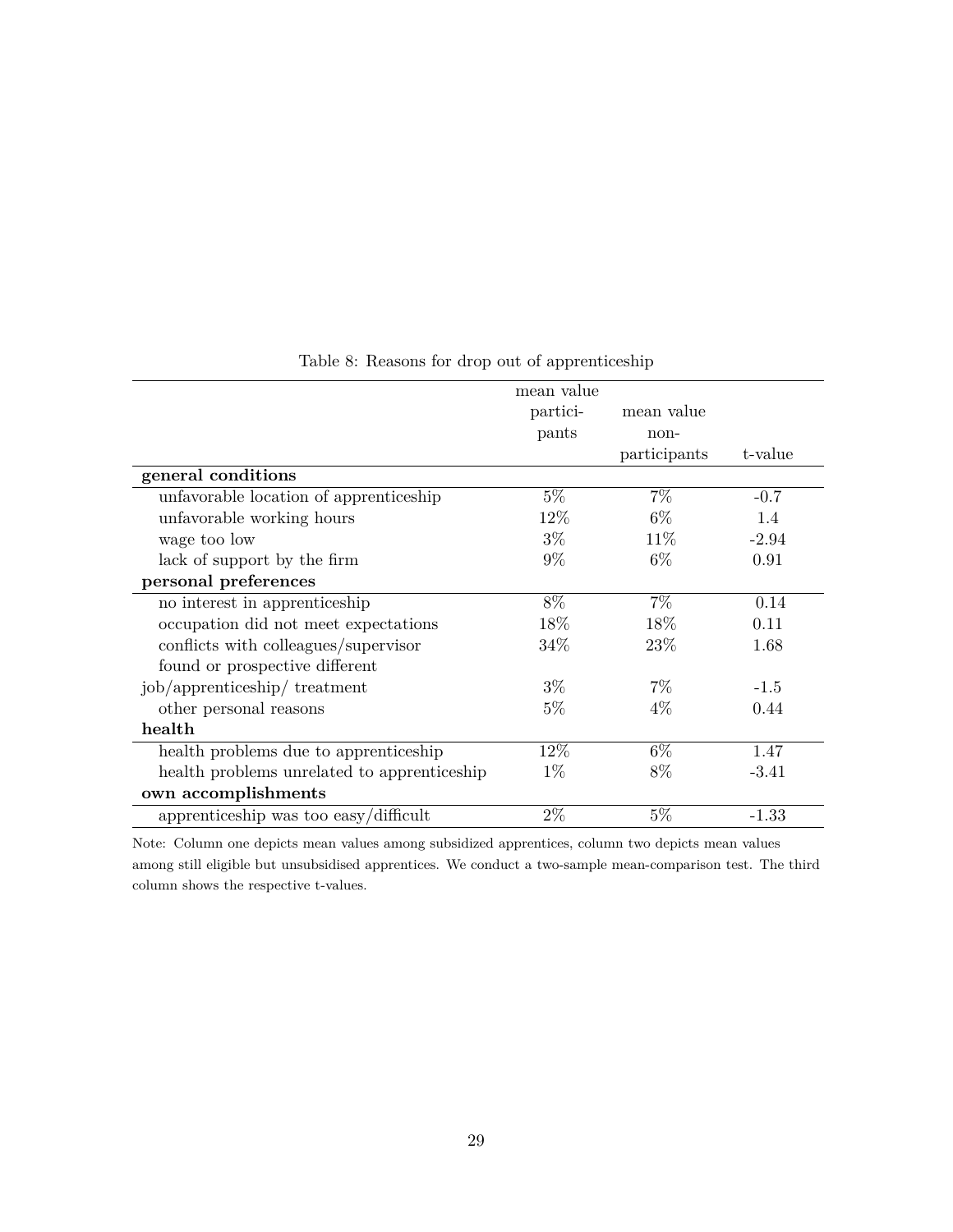Table 8: Reasons for drop out of apprenticeship

| | mean value participants | mean value non-participants | t-value |
|---|---|---|---|
| **general conditions** | | | |
| unfavorable location of apprenticeship | 5% | 7% | -0.7 |
| unfavorable working hours | 12% | 6% | 1.4 |
| wage too low | 3% | 11% | -2.94 |
| lack of support by the firm | 9% | 6% | 0.91 |
| **personal preferences** | | | |
| no interest in apprenticeship | 8% | 7% | 0.14 |
| occupation did not meet expectations | 18% | 18% | 0.11 |
| conflicts with colleagues/supervisor | 34% | 23% | 1.68 |
| found or prospective different job/apprenticeship/ treatment | 3% | 7% | -1.5 |
| other personal reasons | 5% | 4% | 0.44 |
| **health** | | | |
| health problems due to apprenticeship | 12% | 6% | 1.47 |
| health problems unrelated to apprenticeship | 1% | 8% | -3.41 |
| **own accomplishments** | | | |
| apprenticeship was too easy/difficult | 2% | 5% | -1.33 |

Note: Column one depicts mean values among subsidized apprentices, column two depicts mean values among still eligible but unsubsidised apprentices. We conduct a two-sample mean-comparison test. The third column shows the respective t-values.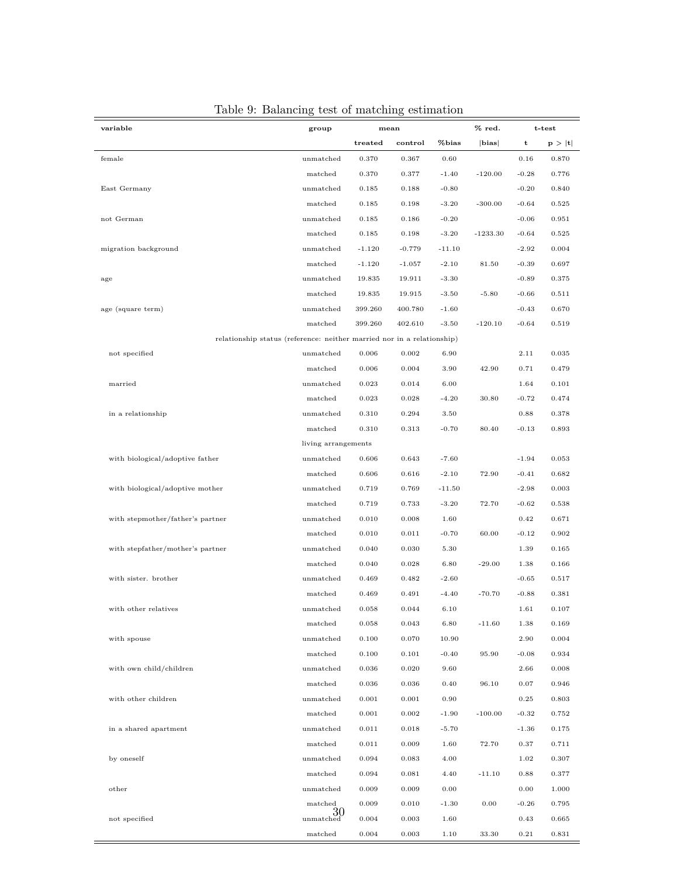Table 9: Balancing test of matching estimation

| variable | group | mean | | | % red. | t-test | |
|---|---|---|---|---|---|---|---|
| | | treated | control | %bias | \|bias\| | t | p > \|t\| |
| female | unmatched | 0.370 | 0.367 | 0.60 | | 0.16 | 0.870 |
| | matched | 0.370 | 0.377 | -1.40 | -120.00 | -0.28 | 0.776 |
| East Germany | unmatched | 0.185 | 0.188 | -0.80 | | -0.20 | 0.840 |
| | matched | 0.185 | 0.198 | -3.20 | -300.00 | -0.64 | 0.525 |
| not German | unmatched | 0.185 | 0.186 | -0.20 | | -0.06 | 0.951 |
| | matched | 0.185 | 0.198 | -3.20 | -1233.30 | -0.64 | 0.525 |
| migration background | unmatched | -1.120 | -0.779 | -11.10 | | -2.92 | 0.004 |
| | matched | -1.120 | -1.057 | -2.10 | 81.50 | -0.39 | 0.697 |
| age | unmatched | 19.835 | 19.911 | -3.30 | | -0.89 | 0.375 |
| | matched | 19.835 | 19.915 | -3.50 | -5.80 | -0.66 | 0.511 |
| age (square term) | unmatched | 399.260 | 400.780 | -1.60 | | -0.43 | 0.670 |
| | matched | 399.260 | 402.610 | -3.50 | -120.10 | -0.64 | 0.519 |
| relationship status (reference: neither married nor in a relationship) | | | | | | | |
| not specified | unmatched | 0.006 | 0.002 | 6.90 | | 2.11 | 0.035 |
| | matched | 0.006 | 0.004 | 3.90 | 42.90 | 0.71 | 0.479 |
| married | unmatched | 0.023 | 0.014 | 6.00 | | 1.64 | 0.101 |
| | matched | 0.023 | 0.028 | -4.20 | 30.80 | -0.72 | 0.474 |
| in a relationship | unmatched | 0.310 | 0.294 | 3.50 | | 0.88 | 0.378 |
| | matched | 0.310 | 0.313 | -0.70 | 80.40 | -0.13 | 0.893 |
| | living arrangements | | | | | | |
| with biological/adoptive father | unmatched | 0.606 | 0.643 | -7.60 | | -1.94 | 0.053 |
| | matched | 0.606 | 0.616 | -2.10 | 72.90 | -0.41 | 0.682 |
| with biological/adoptive mother | unmatched | 0.719 | 0.769 | -11.50 | | -2.98 | 0.003 |
| | matched | 0.719 | 0.733 | -3.20 | 72.70 | -0.62 | 0.538 |
| with stepmother/father's partner | unmatched | 0.010 | 0.008 | 1.60 | | 0.42 | 0.671 |
| | matched | 0.010 | 0.011 | -0.70 | 60.00 | -0.12 | 0.902 |
| with stepfather/mother's partner | unmatched | 0.040 | 0.030 | 5.30 | | 1.39 | 0.165 |
| | matched | 0.040 | 0.028 | 6.80 | -29.00 | 1.38 | 0.166 |
| with sister. brother | unmatched | 0.469 | 0.482 | -2.60 | | -0.65 | 0.517 |
| | matched | 0.469 | 0.491 | -4.40 | -70.70 | -0.88 | 0.381 |
| with other relatives | unmatched | 0.058 | 0.044 | 6.10 | | 1.61 | 0.107 |
| | matched | 0.058 | 0.043 | 6.80 | -11.60 | 1.38 | 0.169 |
| with spouse | unmatched | 0.100 | 0.070 | 10.90 | | 2.90 | 0.004 |
| | matched | 0.100 | 0.101 | -0.40 | 95.90 | -0.08 | 0.934 |
| with own child/children | unmatched | 0.036 | 0.020 | 9.60 | | 2.66 | 0.008 |
| | matched | 0.036 | 0.036 | 0.40 | 96.10 | 0.07 | 0.946 |
| with other children | unmatched | 0.001 | 0.001 | 0.90 | | 0.25 | 0.803 |
| | matched | 0.001 | 0.002 | -1.90 | -100.00 | -0.32 | 0.752 |
| in a shared apartment | unmatched | 0.011 | 0.018 | -5.70 | | -1.36 | 0.175 |
| | matched | 0.011 | 0.009 | 1.60 | 72.70 | 0.37 | 0.711 |
| by oneself | unmatched | 0.094 | 0.083 | 4.00 | | 1.02 | 0.307 |
| | matched | 0.094 | 0.081 | 4.40 | -11.10 | 0.88 | 0.377 |
| other | unmatched | 0.009 | 0.009 | 0.00 | | 0.00 | 1.000 |
| | matched | 0.009 | 0.010 | -1.30 | 0.00 | -0.26 | 0.795 |
| not specified | unmatched | 0.004 | 0.003 | 1.60 | | 0.43 | 0.665 |
| | matched | 0.004 | 0.003 | 1.10 | 33.30 | 0.21 | 0.831 |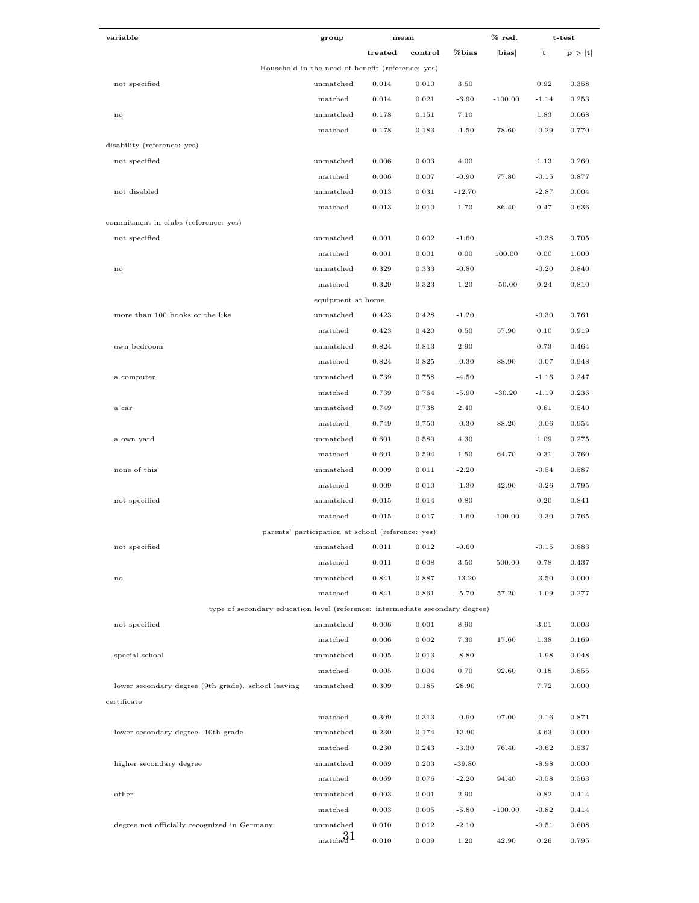| variable | group | mean | | | % red. | t-test | |
|---|---|---|---|---|---|---|---|
| | | treated | control | %bias | \|bias\| | t | p > \|t\| |
| Household in the need of benefit (reference: yes) | | | | | | | |
| not specified | unmatched | 0.014 | 0.010 | 3.50 | | 0.92 | 0.358 |
| | matched | 0.014 | 0.021 | -6.90 | -100.00 | -1.14 | 0.253 |
| no | unmatched | 0.178 | 0.151 | 7.10 | | 1.83 | 0.068 |
| | matched | 0.178 | 0.183 | -1.50 | 78.60 | -0.29 | 0.770 |
| disability (reference: yes) | | | | | | | |
| not specified | unmatched | 0.006 | 0.003 | 4.00 | | 1.13 | 0.260 |
| | matched | 0.006 | 0.007 | -0.90 | 77.80 | -0.15 | 0.877 |
| not disabled | unmatched | 0.013 | 0.031 | -12.70 | | -2.87 | 0.004 |
| | matched | 0.013 | 0.010 | 1.70 | 86.40 | 0.47 | 0.636 |
| commitment in clubs (reference: yes) | | | | | | | |
| not specified | unmatched | 0.001 | 0.002 | -1.60 | | -0.38 | 0.705 |
| | matched | 0.001 | 0.001 | 0.00 | 100.00 | 0.00 | 1.000 |
| no | unmatched | 0.329 | 0.333 | -0.80 | | -0.20 | 0.840 |
| | matched | 0.329 | 0.323 | 1.20 | -50.00 | 0.24 | 0.810 |
| equipment at home | | | | | | | |
| more than 100 books or the like | unmatched | 0.423 | 0.428 | -1.20 | | -0.30 | 0.761 |
| | matched | 0.423 | 0.420 | 0.50 | 57.90 | 0.10 | 0.919 |
| own bedroom | unmatched | 0.824 | 0.813 | 2.90 | | 0.73 | 0.464 |
| | matched | 0.824 | 0.825 | -0.30 | 88.90 | -0.07 | 0.948 |
| a computer | unmatched | 0.739 | 0.758 | -4.50 | | -1.16 | 0.247 |
| | matched | 0.739 | 0.764 | -5.90 | -30.20 | -1.19 | 0.236 |
| a car | unmatched | 0.749 | 0.738 | 2.40 | | 0.61 | 0.540 |
| | matched | 0.749 | 0.750 | -0.30 | 88.20 | -0.06 | 0.954 |
| a own yard | unmatched | 0.601 | 0.580 | 4.30 | | 1.09 | 0.275 |
| | matched | 0.601 | 0.594 | 1.50 | 64.70 | 0.31 | 0.760 |
| none of this | unmatched | 0.009 | 0.011 | -2.20 | | -0.54 | 0.587 |
| | matched | 0.009 | 0.010 | -1.30 | 42.90 | -0.26 | 0.795 |
| not specified | unmatched | 0.015 | 0.014 | 0.80 | | 0.20 | 0.841 |
| | matched | 0.015 | 0.017 | -1.60 | -100.00 | -0.30 | 0.765 |
| parents' participation at school (reference: yes) | | | | | | | |
| not specified | unmatched | 0.011 | 0.012 | -0.60 | | -0.15 | 0.883 |
| | matched | 0.011 | 0.008 | 3.50 | -500.00 | 0.78 | 0.437 |
| no | unmatched | 0.841 | 0.887 | -13.20 | | -3.50 | 0.000 |
| | matched | 0.841 | 0.861 | -5.70 | 57.20 | -1.09 | 0.277 |
| type of secondary education level (reference: intermediate secondary degree) | | | | | | | |
| not specified | unmatched | 0.006 | 0.001 | 8.90 | | 3.01 | 0.003 |
| | matched | 0.006 | 0.002 | 7.30 | 17.60 | 1.38 | 0.169 |
| special school | unmatched | 0.005 | 0.013 | -8.80 | | -1.98 | 0.048 |
| | matched | 0.005 | 0.004 | 0.70 | 92.60 | 0.18 | 0.855 |
| lower secondary degree (9th grade). school leaving certificate | unmatched | 0.309 | 0.185 | 28.90 | | 7.72 | 0.000 |
| | matched | 0.309 | 0.313 | -0.90 | 97.00 | -0.16 | 0.871 |
| lower secondary degree. 10th grade | unmatched | 0.230 | 0.174 | 13.90 | | 3.63 | 0.000 |
| | matched | 0.230 | 0.243 | -3.30 | 76.40 | -0.62 | 0.537 |
| higher secondary degree | unmatched | 0.069 | 0.203 | -39.80 | | -8.98 | 0.000 |
| | matched | 0.069 | 0.076 | -2.20 | 94.40 | -0.58 | 0.563 |
| other | unmatched | 0.003 | 0.001 | 2.90 | | 0.82 | 0.414 |
| | matched | 0.003 | 0.005 | -5.80 | -100.00 | -0.82 | 0.414 |
| degree not officially recognized in Germany | unmatched | 0.010 | 0.012 | -2.10 | | -0.51 | 0.608 |
| | matched | 0.010 | 0.009 | 1.20 | 42.90 | 0.26 | 0.795 |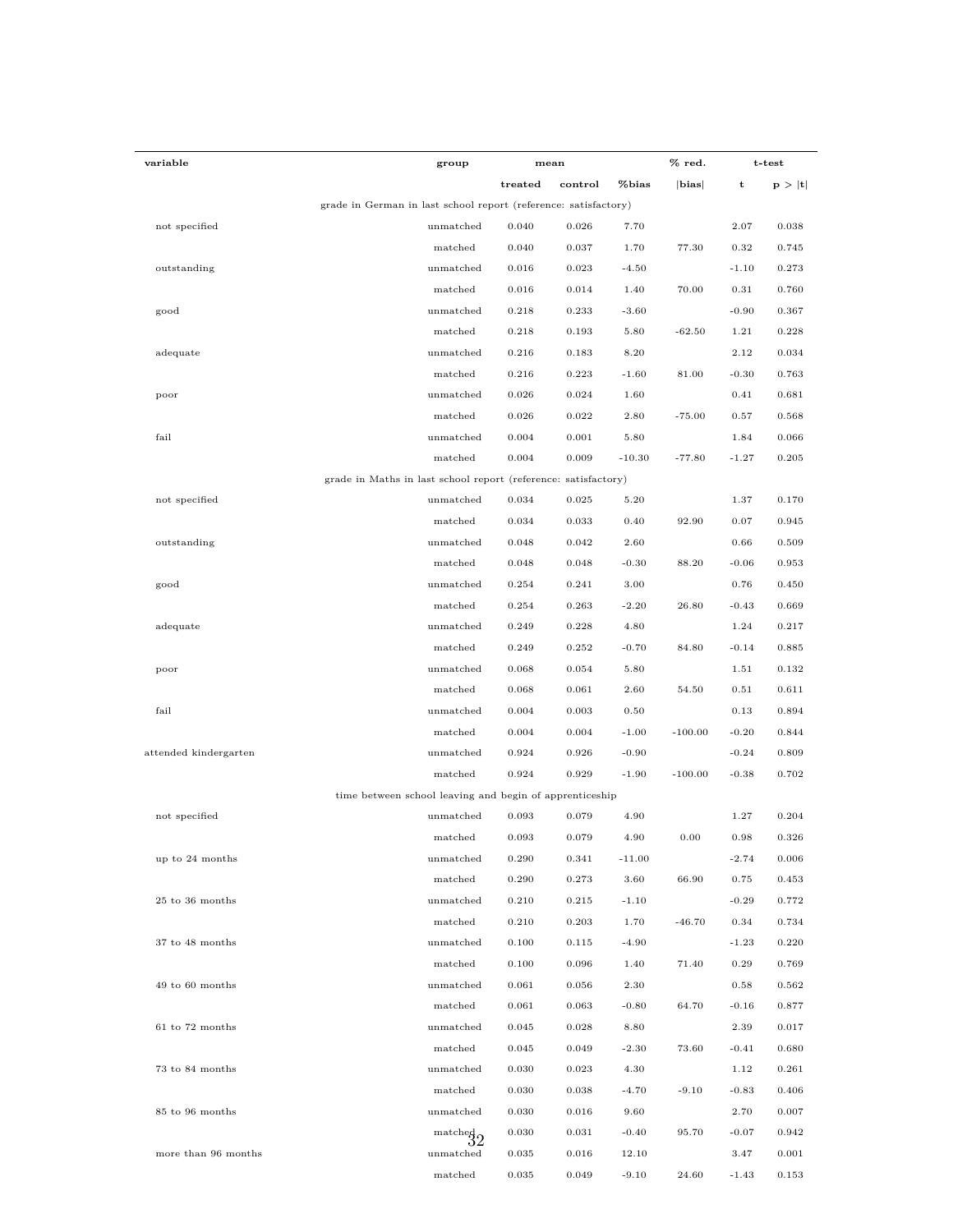| variable | group | mean | | %bias | % red. | t-test | |
|---|---|---|---|---|---|---|---|
| | | treated | control | | \|bias\| | t | p > \|t\| |
| grade in German in last school report (reference: satisfactory) | | | | | | | |
| not specified | unmatched | 0.040 | 0.026 | 7.70 | | 2.07 | 0.038 |
| | matched | 0.040 | 0.037 | 1.70 | 77.30 | 0.32 | 0.745 |
| outstanding | unmatched | 0.016 | 0.023 | -4.50 | | -1.10 | 0.273 |
| | matched | 0.016 | 0.014 | 1.40 | 70.00 | 0.31 | 0.760 |
| good | unmatched | 0.218 | 0.233 | -3.60 | | -0.90 | 0.367 |
| | matched | 0.218 | 0.193 | 5.80 | -62.50 | 1.21 | 0.228 |
| adequate | unmatched | 0.216 | 0.183 | 8.20 | | 2.12 | 0.034 |
| | matched | 0.216 | 0.223 | -1.60 | 81.00 | -0.30 | 0.763 |
| poor | unmatched | 0.026 | 0.024 | 1.60 | | 0.41 | 0.681 |
| | matched | 0.026 | 0.022 | 2.80 | -75.00 | 0.57 | 0.568 |
| fail | unmatched | 0.004 | 0.001 | 5.80 | | 1.84 | 0.066 |
| | matched | 0.004 | 0.009 | -10.30 | -77.80 | -1.27 | 0.205 |
| grade in Maths in last school report (reference: satisfactory) | | | | | | | |
| not specified | unmatched | 0.034 | 0.025 | 5.20 | | 1.37 | 0.170 |
| | matched | 0.034 | 0.033 | 0.40 | 92.90 | 0.07 | 0.945 |
| outstanding | unmatched | 0.048 | 0.042 | 2.60 | | 0.66 | 0.509 |
| | matched | 0.048 | 0.048 | -0.30 | 88.20 | -0.06 | 0.953 |
| good | unmatched | 0.254 | 0.241 | 3.00 | | 0.76 | 0.450 |
| | matched | 0.254 | 0.263 | -2.20 | 26.80 | -0.43 | 0.669 |
| adequate | unmatched | 0.249 | 0.228 | 4.80 | | 1.24 | 0.217 |
| | matched | 0.249 | 0.252 | -0.70 | 84.80 | -0.14 | 0.885 |
| poor | unmatched | 0.068 | 0.054 | 5.80 | | 1.51 | 0.132 |
| | matched | 0.068 | 0.061 | 2.60 | 54.50 | 0.51 | 0.611 |
| fail | unmatched | 0.004 | 0.003 | 0.50 | | 0.13 | 0.894 |
| | matched | 0.004 | 0.004 | -1.00 | -100.00 | -0.20 | 0.844 |
| attended kindergarten | unmatched | 0.924 | 0.926 | -0.90 | | -0.24 | 0.809 |
| | matched | 0.924 | 0.929 | -1.90 | -100.00 | -0.38 | 0.702 |
| time between school leaving and begin of apprenticeship | | | | | | | |
| not specified | unmatched | 0.093 | 0.079 | 4.90 | | 1.27 | 0.204 |
| | matched | 0.093 | 0.079 | 4.90 | 0.00 | 0.98 | 0.326 |
| up to 24 months | unmatched | 0.290 | 0.341 | -11.00 | | -2.74 | 0.006 |
| | matched | 0.290 | 0.273 | 3.60 | 66.90 | 0.75 | 0.453 |
| 25 to 36 months | unmatched | 0.210 | 0.215 | -1.10 | | -0.29 | 0.772 |
| | matched | 0.210 | 0.203 | 1.70 | -46.70 | 0.34 | 0.734 |
| 37 to 48 months | unmatched | 0.100 | 0.115 | -4.90 | | -1.23 | 0.220 |
| | matched | 0.100 | 0.096 | 1.40 | 71.40 | 0.29 | 0.769 |
| 49 to 60 months | unmatched | 0.061 | 0.056 | 2.30 | | 0.58 | 0.562 |
| | matched | 0.061 | 0.063 | -0.80 | 64.70 | -0.16 | 0.877 |
| 61 to 72 months | unmatched | 0.045 | 0.028 | 8.80 | | 2.39 | 0.017 |
| | matched | 0.045 | 0.049 | -2.30 | 73.60 | -0.41 | 0.680 |
| 73 to 84 months | unmatched | 0.030 | 0.023 | 4.30 | | 1.12 | 0.261 |
| | matched | 0.030 | 0.038 | -4.70 | -9.10 | -0.83 | 0.406 |
| 85 to 96 months | unmatched | 0.030 | 0.016 | 9.60 | | 2.70 | 0.007 |
| | matched | 0.030 | 0.031 | -0.40 | 95.70 | -0.07 | 0.942 |
| more than 96 months | unmatched | 0.035 | 0.016 | 12.10 | | 3.47 | 0.001 |
| | matched | 0.035 | 0.049 | -9.10 | 24.60 | -1.43 | 0.153 |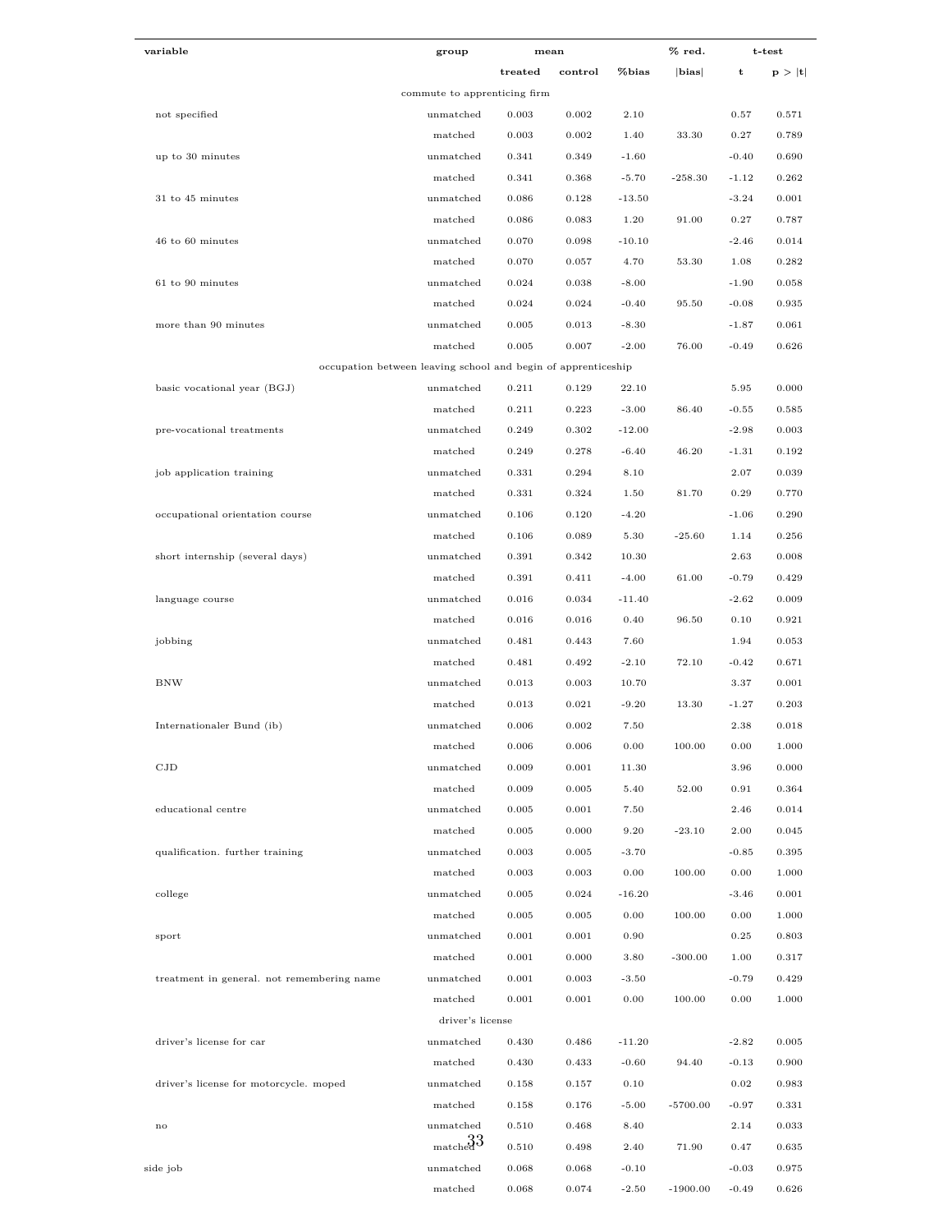| variable | group | mean | | %bias | % red. | t-test | |
|---|---|---|---|---|---|---|---|
| | | treated | control | | \|bias\| | t | p > \|t\| |
| commute to apprenticing firm | | | | | | | |
| not specified | unmatched | 0.003 | 0.002 | 2.10 | | 0.57 | 0.571 |
| | matched | 0.003 | 0.002 | 1.40 | 33.30 | 0.27 | 0.789 |
| up to 30 minutes | unmatched | 0.341 | 0.349 | -1.60 | | -0.40 | 0.690 |
| | matched | 0.341 | 0.368 | -5.70 | -258.30 | -1.12 | 0.262 |
| 31 to 45 minutes | unmatched | 0.086 | 0.128 | -13.50 | | -3.24 | 0.001 |
| | matched | 0.086 | 0.083 | 1.20 | 91.00 | 0.27 | 0.787 |
| 46 to 60 minutes | unmatched | 0.070 | 0.098 | -10.10 | | -2.46 | 0.014 |
| | matched | 0.070 | 0.057 | 4.70 | 53.30 | 1.08 | 0.282 |
| 61 to 90 minutes | unmatched | 0.024 | 0.038 | -8.00 | | -1.90 | 0.058 |
| | matched | 0.024 | 0.024 | -0.40 | 95.50 | -0.08 | 0.935 |
| more than 90 minutes | unmatched | 0.005 | 0.013 | -8.30 | | -1.87 | 0.061 |
| | matched | 0.005 | 0.007 | -2.00 | 76.00 | -0.49 | 0.626 |
| occupation between leaving school and begin of apprenticeship | | | | | | | |
| basic vocational year (BGJ) | unmatched | 0.211 | 0.129 | 22.10 | | 5.95 | 0.000 |
| | matched | 0.211 | 0.223 | -3.00 | 86.40 | -0.55 | 0.585 |
| pre-vocational treatments | unmatched | 0.249 | 0.302 | -12.00 | | -2.98 | 0.003 |
| | matched | 0.249 | 0.278 | -6.40 | 46.20 | -1.31 | 0.192 |
| job application training | unmatched | 0.331 | 0.294 | 8.10 | | 2.07 | 0.039 |
| | matched | 0.331 | 0.324 | 1.50 | 81.70 | 0.29 | 0.770 |
| occupational orientation course | unmatched | 0.106 | 0.120 | -4.20 | | -1.06 | 0.290 |
| | matched | 0.106 | 0.089 | 5.30 | -25.60 | 1.14 | 0.256 |
| short internship (several days) | unmatched | 0.391 | 0.342 | 10.30 | | 2.63 | 0.008 |
| | matched | 0.391 | 0.411 | -4.00 | 61.00 | -0.79 | 0.429 |
| language course | unmatched | 0.016 | 0.034 | -11.40 | | -2.62 | 0.009 |
| | matched | 0.016 | 0.016 | 0.40 | 96.50 | 0.10 | 0.921 |
| jobbing | unmatched | 0.481 | 0.443 | 7.60 | | 1.94 | 0.053 |
| | matched | 0.481 | 0.492 | -2.10 | 72.10 | -0.42 | 0.671 |
| BNW | unmatched | 0.013 | 0.003 | 10.70 | | 3.37 | 0.001 |
| | matched | 0.013 | 0.021 | -9.20 | 13.30 | -1.27 | 0.203 |
| Internationaler Bund (ib) | unmatched | 0.006 | 0.002 | 7.50 | | 2.38 | 0.018 |
| | matched | 0.006 | 0.006 | 0.00 | 100.00 | 0.00 | 1.000 |
| CJD | unmatched | 0.009 | 0.001 | 11.30 | | 3.96 | 0.000 |
| | matched | 0.009 | 0.005 | 5.40 | 52.00 | 0.91 | 0.364 |
| educational centre | unmatched | 0.005 | 0.001 | 7.50 | | 2.46 | 0.014 |
| | matched | 0.005 | 0.000 | 9.20 | -23.10 | 2.00 | 0.045 |
| qualification. further training | unmatched | 0.003 | 0.005 | -3.70 | | -0.85 | 0.395 |
| | matched | 0.003 | 0.003 | 0.00 | 100.00 | 0.00 | 1.000 |
| college | unmatched | 0.005 | 0.024 | -16.20 | | -3.46 | 0.001 |
| | matched | 0.005 | 0.005 | 0.00 | 100.00 | 0.00 | 1.000 |
| sport | unmatched | 0.001 | 0.001 | 0.90 | | 0.25 | 0.803 |
| | matched | 0.001 | 0.000 | 3.80 | -300.00 | 1.00 | 0.317 |
| treatment in general. not remembering name | unmatched | 0.001 | 0.003 | -3.50 | | -0.79 | 0.429 |
| | matched | 0.001 | 0.001 | 0.00 | 100.00 | 0.00 | 1.000 |
| driver's license | | | | | | | |
| driver's license for car | unmatched | 0.430 | 0.486 | -11.20 | | -2.82 | 0.005 |
| | matched | 0.430 | 0.433 | -0.60 | 94.40 | -0.13 | 0.900 |
| driver's license for motorcycle. moped | unmatched | 0.158 | 0.157 | 0.10 | | 0.02 | 0.983 |
| | matched | 0.158 | 0.176 | -5.00 | -5700.00 | -0.97 | 0.331 |
| no | unmatched | 0.510 | 0.468 | 8.40 | | 2.14 | 0.033 |
| | matched | 0.510 | 0.498 | 2.40 | 71.90 | 0.47 | 0.635 |
| side job | unmatched | 0.068 | 0.068 | -0.10 | | -0.03 | 0.975 |
| | matched | 0.068 | 0.074 | -2.50 | -1900.00 | -0.49 | 0.626 |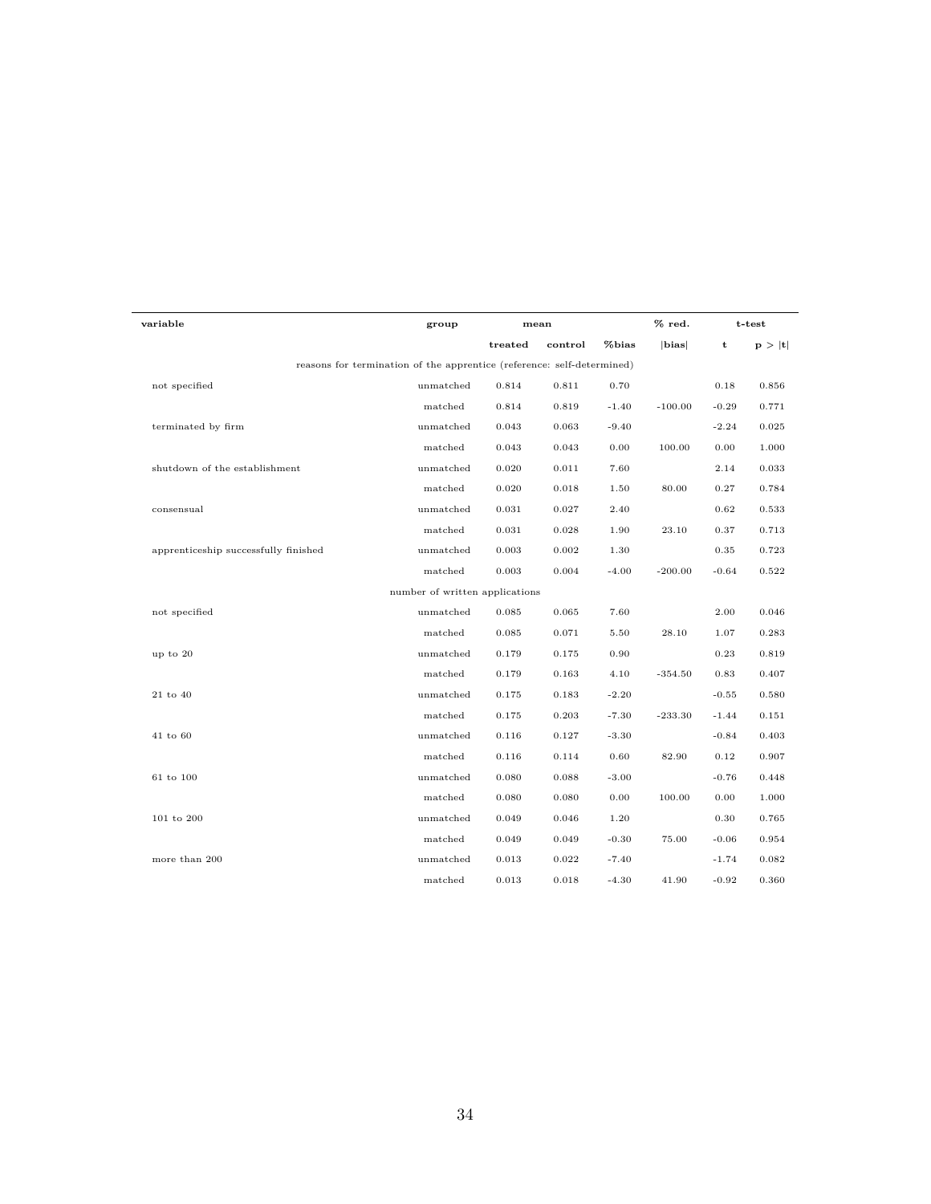| variable | group | mean | | | % red. | t-test | |
|---|---|---|---|---|---|---|---|
| | | treated | control | %bias | \|bias\| | t | p > \|t\| |
| reasons for termination of the apprentice (reference: self-determined) | | | | | | | |
| not specified | unmatched | 0.814 | 0.811 | 0.70 | | 0.18 | 0.856 |
| | matched | 0.814 | 0.819 | -1.40 | -100.00 | -0.29 | 0.771 |
| terminated by firm | unmatched | 0.043 | 0.063 | -9.40 | | -2.24 | 0.025 |
| | matched | 0.043 | 0.043 | 0.00 | 100.00 | 0.00 | 1.000 |
| shutdown of the establishment | unmatched | 0.020 | 0.011 | 7.60 | | 2.14 | 0.033 |
| | matched | 0.020 | 0.018 | 1.50 | 80.00 | 0.27 | 0.784 |
| consensual | unmatched | 0.031 | 0.027 | 2.40 | | 0.62 | 0.533 |
| | matched | 0.031 | 0.028 | 1.90 | 23.10 | 0.37 | 0.713 |
| apprenticeship successfully finished | unmatched | 0.003 | 0.002 | 1.30 | | 0.35 | 0.723 |
| | matched | 0.003 | 0.004 | -4.00 | -200.00 | -0.64 | 0.522 |
| number of written applications | | | | | | | |
| not specified | unmatched | 0.085 | 0.065 | 7.60 | | 2.00 | 0.046 |
| | matched | 0.085 | 0.071 | 5.50 | 28.10 | 1.07 | 0.283 |
| up to 20 | unmatched | 0.179 | 0.175 | 0.90 | | 0.23 | 0.819 |
| | matched | 0.179 | 0.163 | 4.10 | -354.50 | 0.83 | 0.407 |
| 21 to 40 | unmatched | 0.175 | 0.183 | -2.20 | | -0.55 | 0.580 |
| | matched | 0.175 | 0.203 | -7.30 | -233.30 | -1.44 | 0.151 |
| 41 to 60 | unmatched | 0.116 | 0.127 | -3.30 | | -0.84 | 0.403 |
| | matched | 0.116 | 0.114 | 0.60 | 82.90 | 0.12 | 0.907 |
| 61 to 100 | unmatched | 0.080 | 0.088 | -3.00 | | -0.76 | 0.448 |
| | matched | 0.080 | 0.080 | 0.00 | 100.00 | 0.00 | 1.000 |
| 101 to 200 | unmatched | 0.049 | 0.046 | 1.20 | | 0.30 | 0.765 |
| | matched | 0.049 | 0.049 | -0.30 | 75.00 | -0.06 | 0.954 |
| more than 200 | unmatched | 0.013 | 0.022 | -7.40 | | -1.74 | 0.082 |
| | matched | 0.013 | 0.018 | -4.30 | 41.90 | -0.92 | 0.360 |